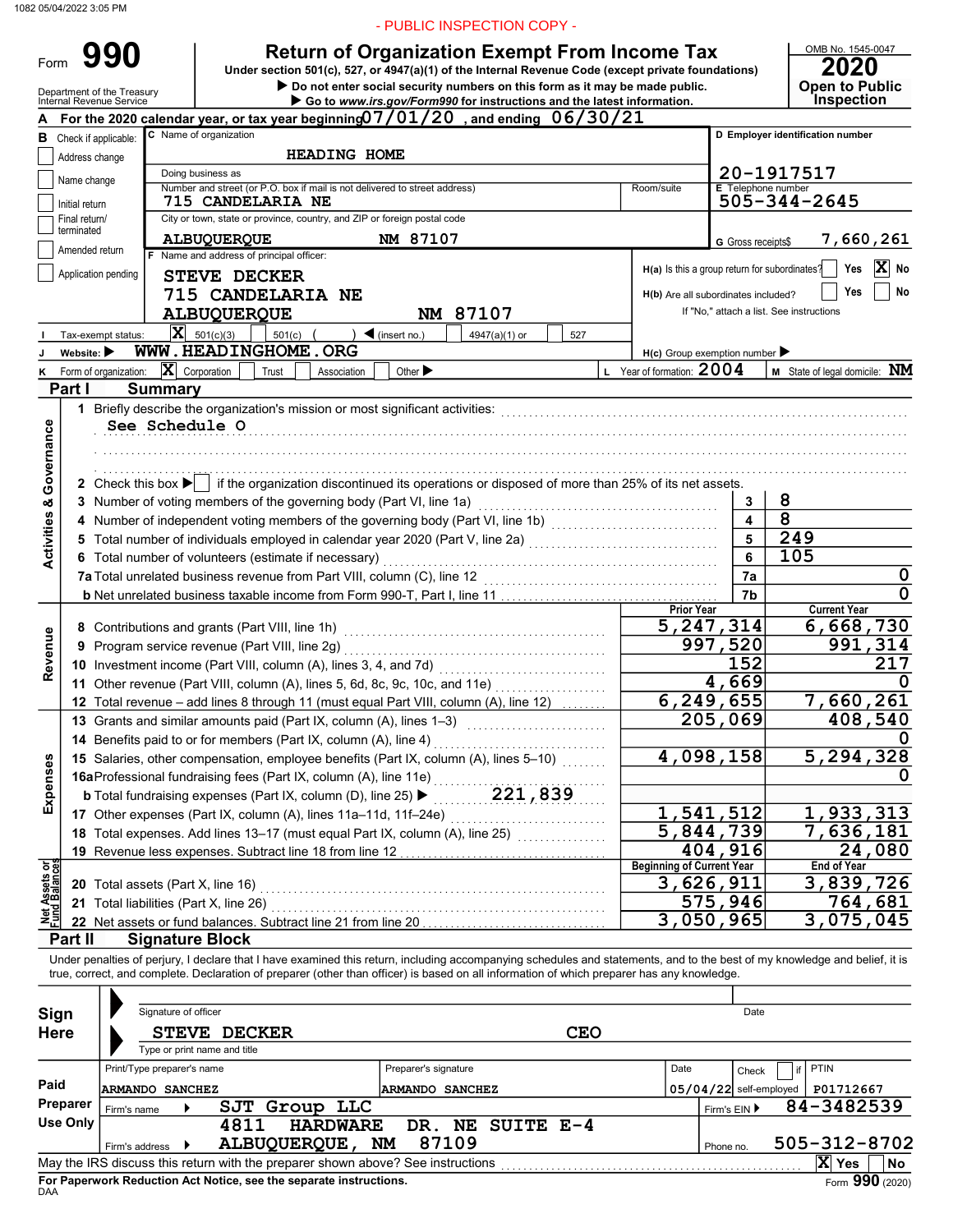1082 05/04/2022 3:05 PM

- PUBLIC INSPECTION COPY -

Form **990**

# Return of Organization Exempt From Income Tax

Under section 501(c), 527, or 4947(a)(1) of the Internal Revenue Code (except private foundations)

▶ Do not enter social security numbers on this form as it may be made public.

▶ Go to *www.irs.gov/Form990* for instructions and the latest information.

Department of the Treasury Internal Revenue Service

OMB No. 1545-0047

**2020**

**Open to Public Inspection**

**A For the 2020 calendar year, or tax year beginning** 07/01/20 **, and ending** 06/30/21

**B** Check if applicable:
- Address change
- Name change
- Initial return
- Final return/terminated
- Amended return
- Application pending

**C** Name of organization: HEADING HOME

Doing business as

Number and street (or P.O. box if mail is not delivered to street address): 715 CANDELARIA NE — Room/suite

City or town, state or province, country, and ZIP or foreign postal code: ALBUQUERQUE NM 87107

**D** Employer identification number: 20-1917517

**E** Telephone number: 505-344-2645

**G** Gross receipts$ 7,660,261

**F** Name and address of principal officer:
STEVE DECKER
715 CANDELARIA NE
ALBUQUERQUE NM 87107

H(a) Is this a group return for subordinates? Yes [X] No

H(b) Are all subordinates included? Yes No
If "No," attach a list. See instructions

**I** Tax-exempt status: [X] 501(c)(3)  501(c) ( ) ◀ (insert no.)  4947(a)(1) or  527

**J** Website: ▶ WWW.HEADINGHOME.ORG

H(c) Group exemption number ▶

**K** Form of organization: [X] Corporation  Trust  Association  Other ▶

**L** Year of formation: 2004

**M** State of legal domicile: NM

## Part I Summary

**Activities & Governance**

1 Briefly describe the organization's mission or most significant activities:
See Schedule O

2 Check this box ▶ [ ] if the organization discontinued its operations or disposed of more than 25% of its net assets.

| | | | |
|---|---|---|---|
| 3 | Number of voting members of the governing body (Part VI, line 1a) | 3 | 8 |
| 4 | Number of independent voting members of the governing body (Part VI, line 1b) | 4 | 8 |
| 5 | Total number of individuals employed in calendar year 2020 (Part V, line 2a) | 5 | 249 |
| 6 | Total number of volunteers (estimate if necessary) | 6 | 105 |
| 7a | Total unrelated business revenue from Part VIII, column (C), line 12 | 7a | 0 |
| b | Net unrelated business taxable income from Form 990-T, Part I, line 11 | 7b | 0 |

| | | Prior Year | Current Year |
|---|---|---|---|
| **Revenue** | | | |
| 8 | Contributions and grants (Part VIII, line 1h) | 5,247,314 | 6,668,730 |
| 9 | Program service revenue (Part VIII, line 2g) | 997,520 | 991,314 |
| 10 | Investment income (Part VIII, column (A), lines 3, 4, and 7d) | 152 | 217 |
| 11 | Other revenue (Part VIII, column (A), lines 5, 6d, 8c, 9c, 10c, and 11e) | 4,669 | 0 |
| 12 | Total revenue – add lines 8 through 11 (must equal Part VIII, column (A), line 12) | 6,249,655 | 7,660,261 |
| **Expenses** | | | |
| 13 | Grants and similar amounts paid (Part IX, column (A), lines 1–3) | 205,069 | 408,540 |
| 14 | Benefits paid to or for members (Part IX, column (A), line 4) | | 0 |
| 15 | Salaries, other compensation, employee benefits (Part IX, column (A), lines 5–10) | 4,098,158 | 5,294,328 |
| 16a | Professional fundraising fees (Part IX, column (A), line 11e) | | 0 |
| b | Total fundraising expenses (Part IX, column (D), line 25) ▶ 221,839 | | |
| 17 | Other expenses (Part IX, column (A), lines 11a–11d, 11f–24e) | 1,541,512 | 1,933,313 |
| 18 | Total expenses. Add lines 13–17 (must equal Part IX, column (A), line 25) | 5,844,739 | 7,636,181 |
| 19 | Revenue less expenses. Subtract line 18 from line 12 | 404,916 | 24,080 |

| | | Beginning of Current Year | End of Year |
|---|---|---|---|
| **Net Assets or Fund Balances** | | | |
| 20 | Total assets (Part X, line 16) | 3,626,911 | 3,839,726 |
| 21 | Total liabilities (Part X, line 26) | 575,946 | 764,681 |
| 22 | Net assets or fund balances. Subtract line 21 from line 20 | 3,050,965 | 3,075,045 |

## Part II Signature Block

Under penalties of perjury, I declare that I have examined this return, including accompanying schedules and statements, and to the best of my knowledge and belief, it is true, correct, and complete. Declaration of preparer (other than officer) is based on all information of which preparer has any knowledge.

**Sign Here**

Signature of officer — Date

STEVE DECKER — CEO

Type or print name and title

**Paid Preparer Use Only**

| Print/Type preparer's name | Preparer's signature | Date | Check [ ] if self-employed | PTIN |
|---|---|---|---|---|
| ARMANDO SANCHEZ | ARMANDO SANCHEZ | 05/04/22 | | P01712667 |

Firm's name ▶ SJT Group LLC — Firm's EIN ▶ 84-3482539

Firm's address ▶ 4811 HARDWARE DR. NE SUITE E-4, ALBUQUERQUE, NM 87109 — Phone no. 505-312-8702

May the IRS discuss this return with the preparer shown above? See instructions [X] Yes [ ] No

**For Paperwork Reduction Act Notice, see the separate instructions.**

DAA

Form **990** (2020)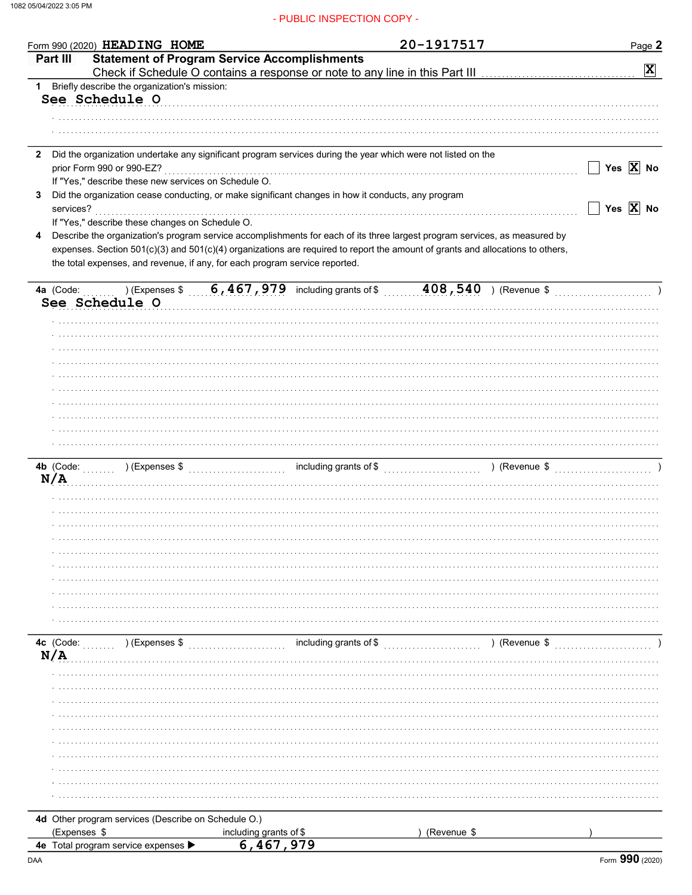Form 990 (2020) HEADING HOME 20-1917517

## Part III Statement of Program Service Accomplishments

Check if Schedule O contains a response or note to any line in this Part III [X]

**1** Briefly describe the organization's mission:

See Schedule O

**2** Did the organization undertake any significant program services during the year which were not listed on the prior Form 990 or 990-EZ? [ ] Yes [X] No

If "Yes," describe these new services on Schedule O.

**3** Did the organization cease conducting, or make significant changes in how it conducts, any program services? [ ] Yes [X] No

If "Yes," describe these changes on Schedule O.

**4** Describe the organization's program service accomplishments for each of its three largest program services, as measured by expenses. Section 501(c)(3) and 501(c)(4) organizations are required to report the amount of grants and allocations to others, the total expenses, and revenue, if any, for each program service reported.

**4a** (Code: ) (Expenses $ 6,467,979 including grants of $ 408,540 ) (Revenue $ )

See Schedule O

**4b** (Code: ) (Expenses $ including grants of $ ) (Revenue $ )

N/A

**4c** (Code: ) (Expenses $ including grants of $ ) (Revenue $ )

N/A

**4d** Other program services (Describe on Schedule O.)

(Expenses $ including grants of $ ) (Revenue $ )

**4e** Total program service expenses ▶ 6,467,979

Form **990** (2020)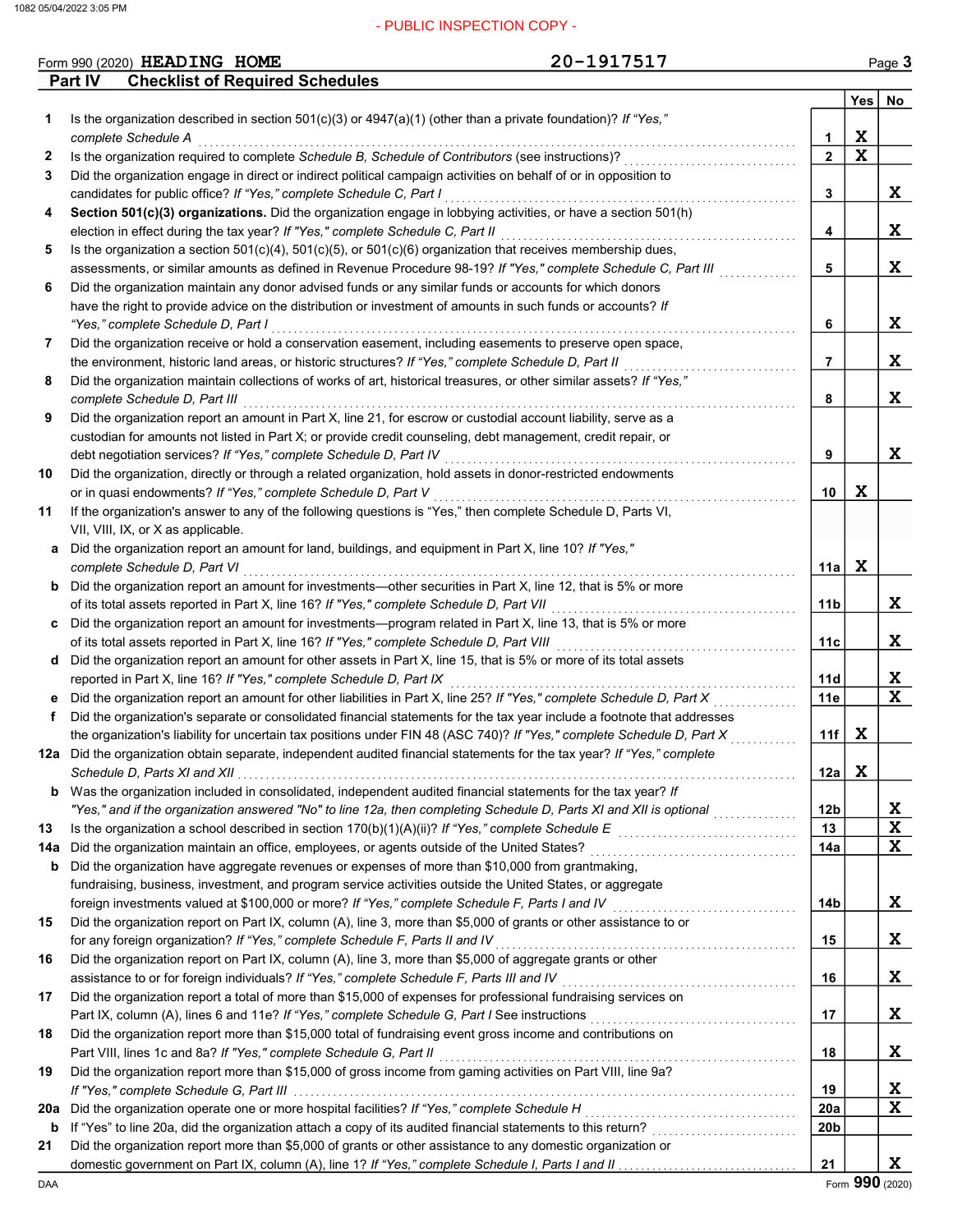- PUBLIC INSPECTION COPY -

Form 990 (2020) HEADING HOME 20-1917517

## Part IV Checklist of Required Schedules

| | | | Yes | No |
|---|---|---|---|---|
| 1 | Is the organization described in section 501(c)(3) or 4947(a)(1) (other than a private foundation)? *If "Yes," complete Schedule A* | 1 | X | |
| 2 | Is the organization required to complete *Schedule B, Schedule of Contributors* (see instructions)? | 2 | X | |
| 3 | Did the organization engage in direct or indirect political campaign activities on behalf of or in opposition to candidates for public office? *If "Yes," complete Schedule C, Part I* | 3 | | X |
| 4 | **Section 501(c)(3) organizations.** Did the organization engage in lobbying activities, or have a section 501(h) election in effect during the tax year? *If "Yes," complete Schedule C, Part II* | 4 | | X |
| 5 | Is the organization a section 501(c)(4), 501(c)(5), or 501(c)(6) organization that receives membership dues, assessments, or similar amounts as defined in Revenue Procedure 98-19? *If "Yes," complete Schedule C, Part III* | 5 | | X |
| 6 | Did the organization maintain any donor advised funds or any similar funds or accounts for which donors have the right to provide advice on the distribution or investment of amounts in such funds or accounts? *If "Yes," complete Schedule D, Part I* | 6 | | X |
| 7 | Did the organization receive or hold a conservation easement, including easements to preserve open space, the environment, historic land areas, or historic structures? *If "Yes," complete Schedule D, Part II* | 7 | | X |
| 8 | Did the organization maintain collections of works of art, historical treasures, or other similar assets? *If "Yes," complete Schedule D, Part III* | 8 | | X |
| 9 | Did the organization report an amount in Part X, line 21, for escrow or custodial account liability, serve as a custodian for amounts not listed in Part X; or provide credit counseling, debt management, credit repair, or debt negotiation services? *If "Yes," complete Schedule D, Part IV* | 9 | | X |
| 10 | Did the organization, directly or through a related organization, hold assets in donor-restricted endowments or in quasi endowments? *If "Yes," complete Schedule D, Part V* | 10 | X | |
| 11 | If the organization's answer to any of the following questions is "Yes," then complete Schedule D, Parts VI, VII, VIII, IX, or X as applicable. | | | |
| a | Did the organization report an amount for land, buildings, and equipment in Part X, line 10? *If "Yes," complete Schedule D, Part VI* | 11a | X | |
| b | Did the organization report an amount for investments—other securities in Part X, line 12, that is 5% or more of its total assets reported in Part X, line 16? *If "Yes," complete Schedule D, Part VII* | 11b | | X |
| c | Did the organization report an amount for investments—program related in Part X, line 13, that is 5% or more of its total assets reported in Part X, line 16? *If "Yes," complete Schedule D, Part VIII* | 11c | | X |
| d | Did the organization report an amount for other assets in Part X, line 15, that is 5% or more of its total assets reported in Part X, line 16? *If "Yes," complete Schedule D, Part IX* | 11d | | X |
| e | Did the organization report an amount for other liabilities in Part X, line 25? *If "Yes," complete Schedule D, Part X* | 11e | | X |
| f | Did the organization's separate or consolidated financial statements for the tax year include a footnote that addresses the organization's liability for uncertain tax positions under FIN 48 (ASC 740)? *If "Yes," complete Schedule D, Part X* | 11f | X | |
| 12a | Did the organization obtain separate, independent audited financial statements for the tax year? *If "Yes," complete Schedule D, Parts XI and XII* | 12a | X | |
| b | Was the organization included in consolidated, independent audited financial statements for the tax year? *If "Yes," and if the organization answered "No" to line 12a, then completing Schedule D, Parts XI and XII is optional* | 12b | | X |
| 13 | Is the organization a school described in section 170(b)(1)(A)(ii)? *If "Yes," complete Schedule E* | 13 | | X |
| 14a | Did the organization maintain an office, employees, or agents outside of the United States? | 14a | | X |
| b | Did the organization have aggregate revenues or expenses of more than $10,000 from grantmaking, fundraising, business, investment, and program service activities outside the United States, or aggregate foreign investments valued at $100,000 or more? *If "Yes," complete Schedule F, Parts I and IV* | 14b | | X |
| 15 | Did the organization report on Part IX, column (A), line 3, more than $5,000 of grants or other assistance to or for any foreign organization? *If "Yes," complete Schedule F, Parts II and IV* | 15 | | X |
| 16 | Did the organization report on Part IX, column (A), line 3, more than $5,000 of aggregate grants or other assistance to or for foreign individuals? *If "Yes," complete Schedule F, Parts III and IV* | 16 | | X |
| 17 | Did the organization report a total of more than $15,000 of expenses for professional fundraising services on Part IX, column (A), lines 6 and 11e? *If "Yes," complete Schedule G, Part I* See instructions | 17 | | X |
| 18 | Did the organization report more than $15,000 total of fundraising event gross income and contributions on Part VIII, lines 1c and 8a? *If "Yes," complete Schedule G, Part II* | 18 | | X |
| 19 | Did the organization report more than $15,000 of gross income from gaming activities on Part VIII, line 9a? *If "Yes," complete Schedule G, Part III* | 19 | | X |
| 20a | Did the organization operate one or more hospital facilities? *If "Yes," complete Schedule H* | 20a | | X |
| b | If "Yes" to line 20a, did the organization attach a copy of its audited financial statements to this return? | 20b | | |
| 21 | Did the organization report more than $5,000 of grants or other assistance to any domestic organization or domestic government on Part IX, column (A), line 1? *If "Yes," complete Schedule I, Parts I and II* | 21 | | X |

DAA Form **990** (2020)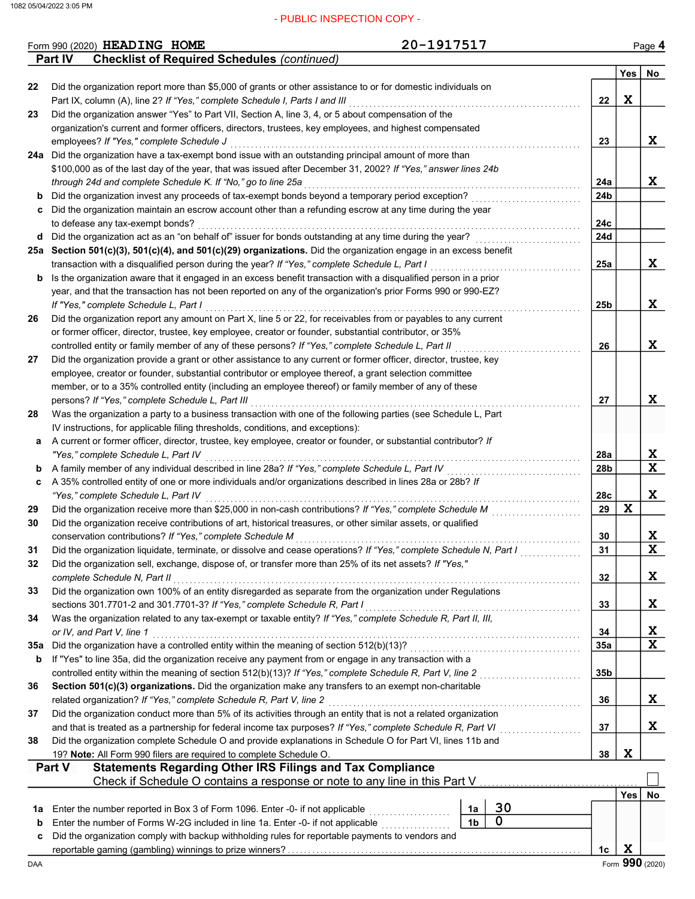- PUBLIC INSPECTION COPY -

Form 990 (2020) HEADING HOME 20-1917517 Page 4

**Part IV Checklist of Required Schedules** *(continued)*

| | | | Yes | No |
|---|---|---|---|---|
| 22 | Did the organization report more than $5,000 of grants or other assistance to or for domestic individuals on Part IX, column (A), line 2? *If "Yes," complete Schedule I, Parts I and III* | 22 | X | |
| 23 | Did the organization answer "Yes" to Part VII, Section A, line 3, 4, or 5 about compensation of the organization's current and former officers, directors, trustees, key employees, and highest compensated employees? *If "Yes," complete Schedule J* | 23 | | X |
| 24a | Did the organization have a tax-exempt bond issue with an outstanding principal amount of more than $100,000 as of the last day of the year, that was issued after December 31, 2002? *If "Yes," answer lines 24b through 24d and complete Schedule K. If "No," go to line 25a* | 24a | | X |
| b | Did the organization invest any proceeds of tax-exempt bonds beyond a temporary period exception? | 24b | | |
| c | Did the organization maintain an escrow account other than a refunding escrow at any time during the year to defease any tax-exempt bonds? | 24c | | |
| d | Did the organization act as an "on behalf of" issuer for bonds outstanding at any time during the year? | 24d | | |
| 25a | **Section 501(c)(3), 501(c)(4), and 501(c)(29) organizations.** Did the organization engage in an excess benefit transaction with a disqualified person during the year? *If "Yes," complete Schedule L, Part I* | 25a | | X |
| b | Is the organization aware that it engaged in an excess benefit transaction with a disqualified person in a prior year, and that the transaction has not been reported on any of the organization's prior Forms 990 or 990-EZ? *If "Yes," complete Schedule L, Part I* | 25b | | X |
| 26 | Did the organization report any amount on Part X, line 5 or 22, for receivables from or payables to any current or former officer, director, trustee, key employee, creator or founder, substantial contributor, or 35% controlled entity or family member of any of these persons? *If "Yes," complete Schedule L, Part II* | 26 | | X |
| 27 | Did the organization provide a grant or other assistance to any current or former officer, director, trustee, key employee, creator or founder, substantial contributor, a grant selection committee member, or to a 35% controlled entity (including an employee thereof) or family member of any of these persons? *If "Yes," complete Schedule L, Part III* | 27 | | X |
| 28 | Was the organization a party to a business transaction with one of the following parties (see Schedule L, Part IV instructions, for applicable filing thresholds, conditions, and exceptions): | | | |
| a | A current or former officer, director, trustee, key employee, creator or founder, or substantial contributor? *If "Yes," complete Schedule L, Part IV* | 28a | | X |
| b | A family member of any individual described in line 28a? *If "Yes," complete Schedule L, Part IV* | 28b | | X |
| c | A 35% controlled entity of one or more individuals and/or organizations described in lines 28a or 28b? *If "Yes," complete Schedule L, Part IV* | 28c | | X |
| 29 | Did the organization receive more than $25,000 in non-cash contributions? *If "Yes," complete Schedule M* | 29 | X | |
| 30 | Did the organization receive contributions of art, historical treasures, or other similar assets, or qualified conservation contributions? *If "Yes," complete Schedule M* | 30 | | X |
| 31 | Did the organization liquidate, terminate, or dissolve and cease operations? *If "Yes," complete Schedule N, Part I* | 31 | | X |
| 32 | Did the organization sell, exchange, dispose of, or transfer more than 25% of its net assets? *If "Yes," complete Schedule N, Part II* | 32 | | X |
| 33 | Did the organization own 100% of an entity disregarded as separate from the organization under Regulations sections 301.7701-2 and 301.7701-3? *If "Yes," complete Schedule R, Part I* | 33 | | X |
| 34 | Was the organization related to any tax-exempt or taxable entity? *If "Yes," complete Schedule R, Part II, III, or IV, and Part V, line 1* | 34 | | X |
| 35a | Did the organization have a controlled entity within the meaning of section 512(b)(13)? | 35a | | X |
| b | If "Yes" to line 35a, did the organization receive any payment from or engage in any transaction with a controlled entity within the meaning of section 512(b)(13)? *If "Yes," complete Schedule R, Part V, line 2* | 35b | | |
| 36 | **Section 501(c)(3) organizations.** Did the organization make any transfers to an exempt non-charitable related organization? *If "Yes," complete Schedule R, Part V, line 2* | 36 | | X |
| 37 | Did the organization conduct more than 5% of its activities through an entity that is not a related organization and that is treated as a partnership for federal income tax purposes? *If "Yes," complete Schedule R, Part VI* | 37 | | X |
| 38 | Did the organization complete Schedule O and provide explanations in Schedule O for Part VI, lines 11b and 19? **Note:** All Form 990 filers are required to complete Schedule O. | 38 | X | |

**Part V Statements Regarding Other IRS Filings and Tax Compliance**

Check if Schedule O contains a response or note to any line in this Part V ☐

| | | | | | Yes | No |
|---|---|---|---|---|---|---|
| 1a | Enter the number reported in Box 3 of Form 1096. Enter -0- if not applicable | 1a | 30 | | | |
| b | Enter the number of Forms W-2G included in line 1a. Enter -0- if not applicable | 1b | 0 | | | |
| c | Did the organization comply with backup withholding rules for reportable payments to vendors and reportable gaming (gambling) winnings to prize winners? | | | 1c | X | |

DAA Form **990** (2020)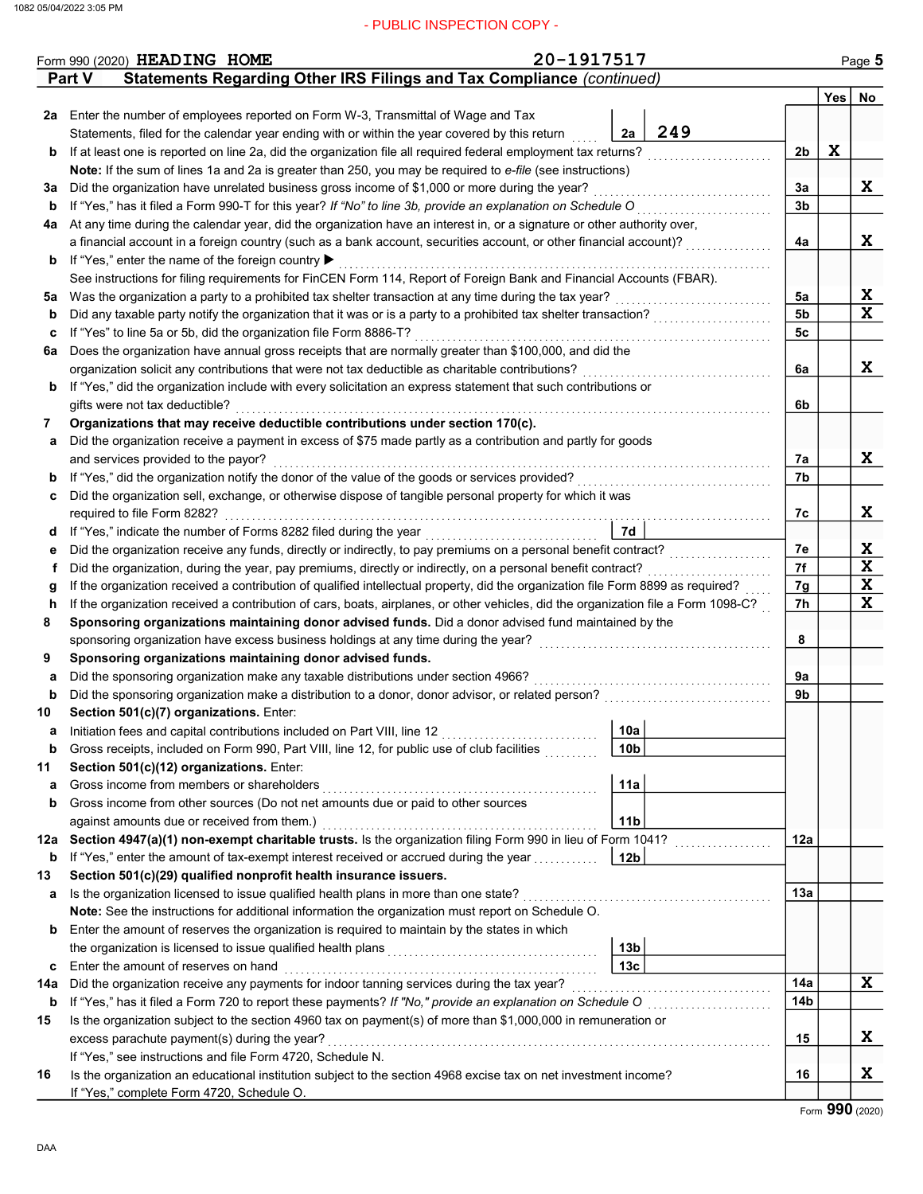- PUBLIC INSPECTION COPY -

Form 990 (2020) HEADING HOME 20-1917517 Page 5

## Part V Statements Regarding Other IRS Filings and Tax Compliance *(continued)*

| | | | | Yes | No |
|---|---|---|---|---|---|
| **2a** | Enter the number of employees reported on Form W-3, Transmittal of Wage and Tax Statements, filed for the calendar year ending with or within the year covered by this return | 2a 249 | | | |
| **b** | If at least one is reported on line 2a, did the organization file all required federal employment tax returns? | | 2b | X | |
| | **Note:** If the sum of lines 1a and 2a is greater than 250, you may be required to *e-file* (see instructions) | | | | |
| **3a** | Did the organization have unrelated business gross income of $1,000 or more during the year? | | 3a | | X |
| **b** | If "Yes," has it filed a Form 990-T for this year? *If "No" to line 3b, provide an explanation on Schedule O* | | 3b | | |
| **4a** | At any time during the calendar year, did the organization have an interest in, or a signature or other authority over, a financial account in a foreign country (such as a bank account, securities account, or other financial account)? | | 4a | | X |
| **b** | If "Yes," enter the name of the foreign country ▶ | | | | |
| | See instructions for filing requirements for FinCEN Form 114, Report of Foreign Bank and Financial Accounts (FBAR). | | | | |
| **5a** | Was the organization a party to a prohibited tax shelter transaction at any time during the tax year? | | 5a | | X |
| **b** | Did any taxable party notify the organization that it was or is a party to a prohibited tax shelter transaction? | | 5b | | X |
| **c** | If "Yes" to line 5a or 5b, did the organization file Form 8886-T? | | 5c | | |
| **6a** | Does the organization have annual gross receipts that are normally greater than $100,000, and did the organization solicit any contributions that were not tax deductible as charitable contributions? | | 6a | | X |
| **b** | If "Yes," did the organization include with every solicitation an express statement that such contributions or gifts were not tax deductible? | | 6b | | |
| **7** | **Organizations that may receive deductible contributions under section 170(c).** | | | | |
| **a** | Did the organization receive a payment in excess of $75 made partly as a contribution and partly for goods and services provided to the payor? | | 7a | | X |
| **b** | If "Yes," did the organization notify the donor of the value of the goods or services provided? | | 7b | | |
| **c** | Did the organization sell, exchange, or otherwise dispose of tangible personal property for which it was required to file Form 8282? | | 7c | | X |
| **d** | If "Yes," indicate the number of Forms 8282 filed during the year | 7d | | | |
| **e** | Did the organization receive any funds, directly or indirectly, to pay premiums on a personal benefit contract? | | 7e | | X |
| **f** | Did the organization, during the year, pay premiums, directly or indirectly, on a personal benefit contract? | | 7f | | X |
| **g** | If the organization received a contribution of qualified intellectual property, did the organization file Form 8899 as required? | | 7g | | X |
| **h** | If the organization received a contribution of cars, boats, airplanes, or other vehicles, did the organization file a Form 1098-C? | | 7h | | X |
| **8** | **Sponsoring organizations maintaining donor advised funds.** Did a donor advised fund maintained by the sponsoring organization have excess business holdings at any time during the year? | | 8 | | |
| **9** | **Sponsoring organizations maintaining donor advised funds.** | | | | |
| **a** | Did the sponsoring organization make any taxable distributions under section 4966? | | 9a | | |
| **b** | Did the sponsoring organization make a distribution to a donor, donor advisor, or related person? | | 9b | | |
| **10** | **Section 501(c)(7) organizations.** Enter: | | | | |
| **a** | Initiation fees and capital contributions included on Part VIII, line 12 | 10a | | | |
| **b** | Gross receipts, included on Form 990, Part VIII, line 12, for public use of club facilities | 10b | | | |
| **11** | **Section 501(c)(12) organizations.** Enter: | | | | |
| **a** | Gross income from members or shareholders | 11a | | | |
| **b** | Gross income from other sources (Do not net amounts due or paid to other sources against amounts due or received from them.) | 11b | | | |
| **12a** | **Section 4947(a)(1) non-exempt charitable trusts.** Is the organization filing Form 990 in lieu of Form 1041? | | 12a | | |
| **b** | If "Yes," enter the amount of tax-exempt interest received or accrued during the year | 12b | | | |
| **13** | **Section 501(c)(29) qualified nonprofit health insurance issuers.** | | | | |
| **a** | Is the organization licensed to issue qualified health plans in more than one state? | | 13a | | |
| | **Note:** See the instructions for additional information the organization must report on Schedule O. | | | | |
| **b** | Enter the amount of reserves the organization is required to maintain by the states in which the organization is licensed to issue qualified health plans | 13b | | | |
| **c** | Enter the amount of reserves on hand | 13c | | | |
| **14a** | Did the organization receive any payments for indoor tanning services during the tax year? | | 14a | | X |
| **b** | If "Yes," has it filed a Form 720 to report these payments? *If "No," provide an explanation on Schedule O* | | 14b | | |
| **15** | Is the organization subject to the section 4960 tax on payment(s) of more than $1,000,000 in remuneration or excess parachute payment(s) during the year? | | 15 | | X |
| | If "Yes," see instructions and file Form 4720, Schedule N. | | | | |
| **16** | Is the organization an educational institution subject to the section 4968 excise tax on net investment income? | | 16 | | X |
| | If "Yes," complete Form 4720, Schedule O. | | | | |

Form **990** (2020)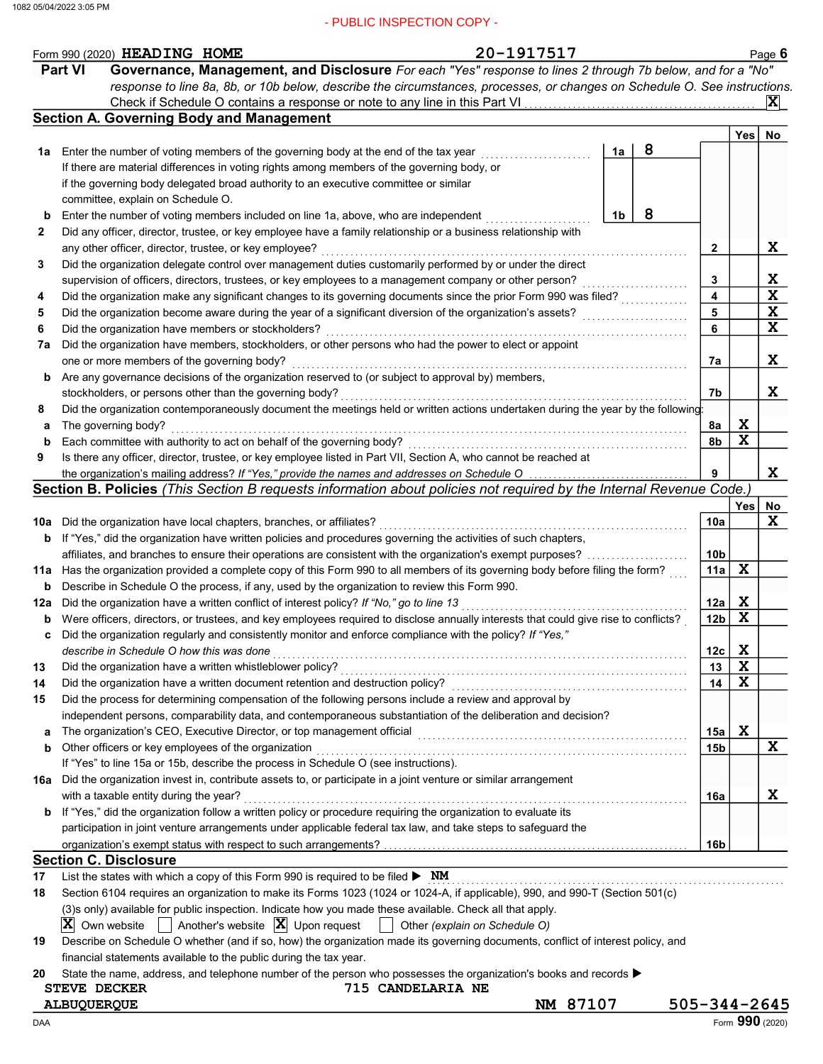Form 990 (2020) HEADING HOME 20-1917517

## Part VI Governance, Management, and Disclosure

*For each "Yes" response to lines 2 through 7b below, and for a "No" response to line 8a, 8b, or 10b below, describe the circumstances, processes, or changes on Schedule O. See instructions.*

Check if Schedule O contains a response or note to any line in this Part VI .... [X]

### Section A. Governing Body and Management

| | | | Yes | No |
|---|---|---|---|---|
| **1a** | Enter the number of voting members of the governing body at the end of the tax year .... **1a** 8. If there are material differences in voting rights among members of the governing body, or if the governing body delegated broad authority to an executive committee or similar committee, explain on Schedule O. | | | |
| **b** | Enter the number of voting members included on line 1a, above, who are independent .... **1b** 8 | | | |
| **2** | Did any officer, director, trustee, or key employee have a family relationship or a business relationship with any other officer, director, trustee, or key employee? | 2 | | X |
| **3** | Did the organization delegate control over management duties customarily performed by or under the direct supervision of officers, directors, trustees, or key employees to a management company or other person? | 3 | | X |
| **4** | Did the organization make any significant changes to its governing documents since the prior Form 990 was filed? | 4 | | X |
| **5** | Did the organization become aware during the year of a significant diversion of the organization's assets? | 5 | | X |
| **6** | Did the organization have members or stockholders? | 6 | | X |
| **7a** | Did the organization have members, stockholders, or other persons who had the power to elect or appoint one or more members of the governing body? | 7a | | X |
| **b** | Are any governance decisions of the organization reserved to (or subject to approval by) members, stockholders, or persons other than the governing body? | 7b | | X |
| **8** | Did the organization contemporaneously document the meetings held or written actions undertaken during the year by the following: | | | |
| **a** | The governing body? | 8a | X | |
| **b** | Each committee with authority to act on behalf of the governing body? | 8b | X | |
| **9** | Is there any officer, director, trustee, or key employee listed in Part VII, Section A, who cannot be reached at the organization's mailing address? *If "Yes," provide the names and addresses on Schedule O* | 9 | | X |

### Section B. Policies *(This Section B requests information about policies not required by the Internal Revenue Code.)*

| | | | Yes | No |
|---|---|---|---|---|
| **10a** | Did the organization have local chapters, branches, or affiliates? | 10a | | X |
| **b** | If "Yes," did the organization have written policies and procedures governing the activities of such chapters, affiliates, and branches to ensure their operations are consistent with the organization's exempt purposes? | 10b | | |
| **11a** | Has the organization provided a complete copy of this Form 990 to all members of its governing body before filing the form? | 11a | X | |
| **b** | Describe in Schedule O the process, if any, used by the organization to review this Form 990. | | | |
| **12a** | Did the organization have a written conflict of interest policy? *If "No," go to line 13* | 12a | X | |
| **b** | Were officers, directors, or trustees, and key employees required to disclose annually interests that could give rise to conflicts? | 12b | X | |
| **c** | Did the organization regularly and consistently monitor and enforce compliance with the policy? *If "Yes," describe in Schedule O how this was done* | 12c | X | |
| **13** | Did the organization have a written whistleblower policy? | 13 | X | |
| **14** | Did the organization have a written document retention and destruction policy? | 14 | X | |
| **15** | Did the process for determining compensation of the following persons include a review and approval by independent persons, comparability data, and contemporaneous substantiation of the deliberation and decision? | | | |
| **a** | The organization's CEO, Executive Director, or top management official | 15a | X | |
| **b** | Other officers or key employees of the organization | 15b | | X |
| | If "Yes" to line 15a or 15b, describe the process in Schedule O (see instructions). | | | |
| **16a** | Did the organization invest in, contribute assets to, or participate in a joint venture or similar arrangement with a taxable entity during the year? | 16a | | X |
| **b** | If "Yes," did the organization follow a written policy or procedure requiring the organization to evaluate its participation in joint venture arrangements under applicable federal tax law, and take steps to safeguard the organization's exempt status with respect to such arrangements? | 16b | | |

### Section C. Disclosure

**17** List the states with which a copy of this Form 990 is required to be filed ▶ NM

**18** Section 6104 requires an organization to make its Forms 1023 (1024 or 1024-A, if applicable), 990, and 990-T (Section 501(c)(3)s only) available for public inspection. Indicate how you made these available. Check all that apply.

[X] Own website [ ] Another's website [X] Upon request [ ] Other *(explain on Schedule O)*

**19** Describe on Schedule O whether (and if so, how) the organization made its governing documents, conflict of interest policy, and financial statements available to the public during the tax year.

**20** State the name, address, and telephone number of the person who possesses the organization's books and records ▶

STEVE DECKER 715 CANDELARIA NE
ALBUQUERQUE NM 87107 505-344-2645

Form **990** (2020)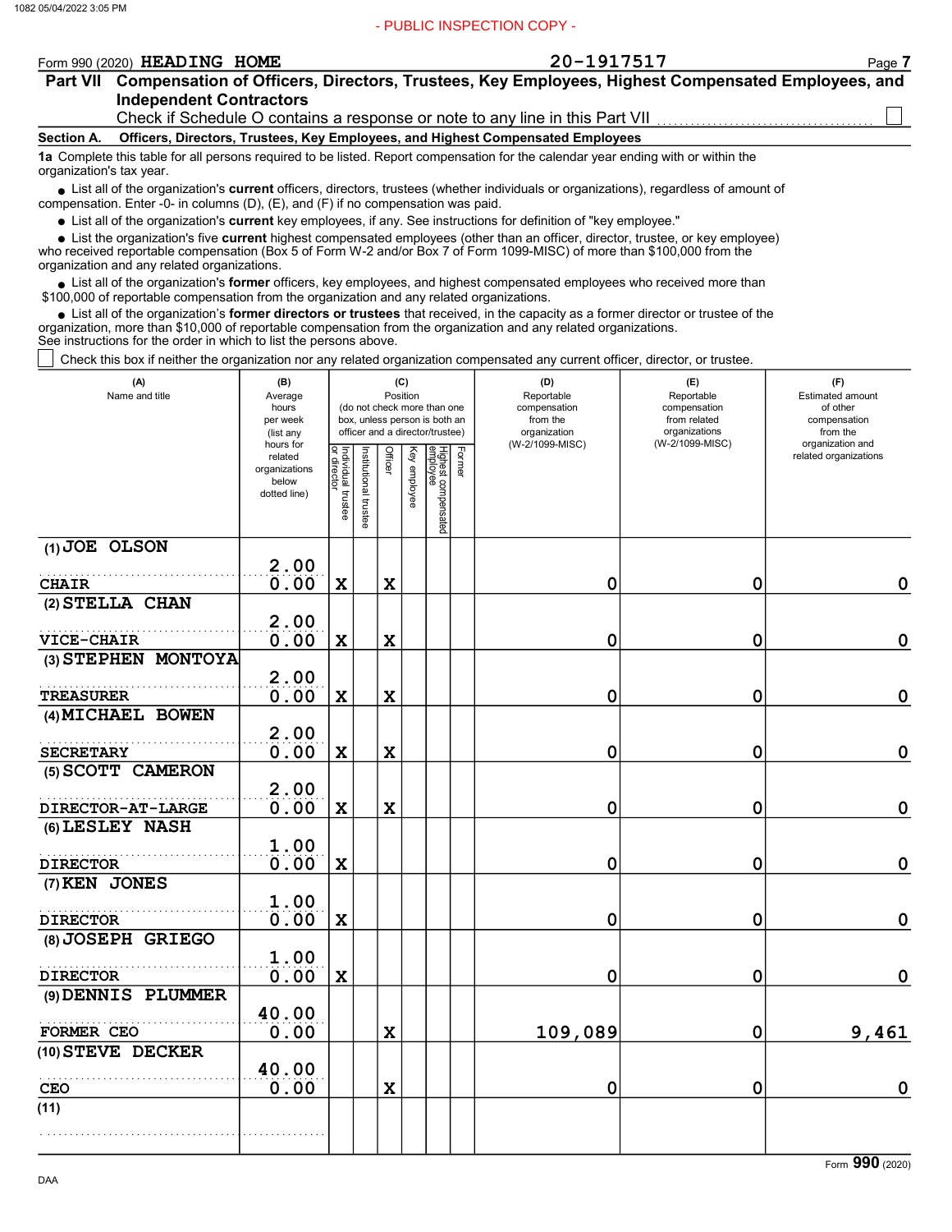- PUBLIC INSPECTION COPY -

Form 990 (2020) **HEADING HOME** 20-1917517 Page **7**

## Part VII Compensation of Officers, Directors, Trustees, Key Employees, Highest Compensated Employees, and Independent Contractors

Check if Schedule O contains a response or note to any line in this Part VII ☐

**Section A. Officers, Directors, Trustees, Key Employees, and Highest Compensated Employees**

**1a** Complete this table for all persons required to be listed. Report compensation for the calendar year ending with or within the organization's tax year.

- List all of the organization's **current** officers, directors, trustees (whether individuals or organizations), regardless of amount of compensation. Enter -0- in columns (D), (E), and (F) if no compensation was paid.
- List all of the organization's **current** key employees, if any. See instructions for definition of "key employee."
- List the organization's five **current** highest compensated employees (other than an officer, director, trustee, or key employee) who received reportable compensation (Box 5 of Form W-2 and/or Box 7 of Form 1099-MISC) of more than $100,000 from the organization and any related organizations.
- List all of the organization's **former** officers, key employees, and highest compensated employees who received more than $100,000 of reportable compensation from the organization and any related organizations.
- List all of the organization's **former directors or trustees** that received, in the capacity as a former director or trustee of the organization, more than $10,000 of reportable compensation from the organization and any related organizations.

See instructions for the order in which to list the persons above.

☐ Check this box if neither the organization nor any related organization compensated any current officer, director, or trustee.

| (A) Name and title | (B) Average hours per week (list any hours for related organizations below dotted line) | (C) Position: Individual trustee or director | Institutional trustee | Officer | Key employee | Highest compensated employee | Former | (D) Reportable compensation from the organization (W-2/1099-MISC) | (E) Reportable compensation from related organizations (W-2/1099-MISC) | (F) Estimated amount of other compensation from the organization and related organizations |
|---|---|---|---|---|---|---|---|---|---|---|
| (1) JOE OLSON<br>CHAIR | 2.00<br>0.00 | X | | X | | | | 0 | 0 | 0 |
| (2) STELLA CHAN<br>VICE-CHAIR | 2.00<br>0.00 | X | | X | | | | 0 | 0 | 0 |
| (3) STEPHEN MONTOYA<br>TREASURER | 2.00<br>0.00 | X | | X | | | | 0 | 0 | 0 |
| (4) MICHAEL BOWEN<br>SECRETARY | 2.00<br>0.00 | X | | X | | | | 0 | 0 | 0 |
| (5) SCOTT CAMERON<br>DIRECTOR-AT-LARGE | 2.00<br>0.00 | X | | X | | | | 0 | 0 | 0 |
| (6) LESLEY NASH<br>DIRECTOR | 1.00<br>0.00 | X | | | | | | 0 | 0 | 0 |
| (7) KEN JONES<br>DIRECTOR | 1.00<br>0.00 | X | | | | | | 0 | 0 | 0 |
| (8) JOSEPH GRIEGO<br>DIRECTOR | 1.00<br>0.00 | X | | | | | | 0 | 0 | 0 |
| (9) DENNIS PLUMMER<br>FORMER CEO | 40.00<br>0.00 | | | X | | | | 109,089 | 0 | 9,461 |
| (10) STEVE DECKER<br>CEO | 40.00<br>0.00 | | | X | | | | 0 | 0 | 0 |
| (11) | | | | | | | | | | |

Form **990** (2020)

DAA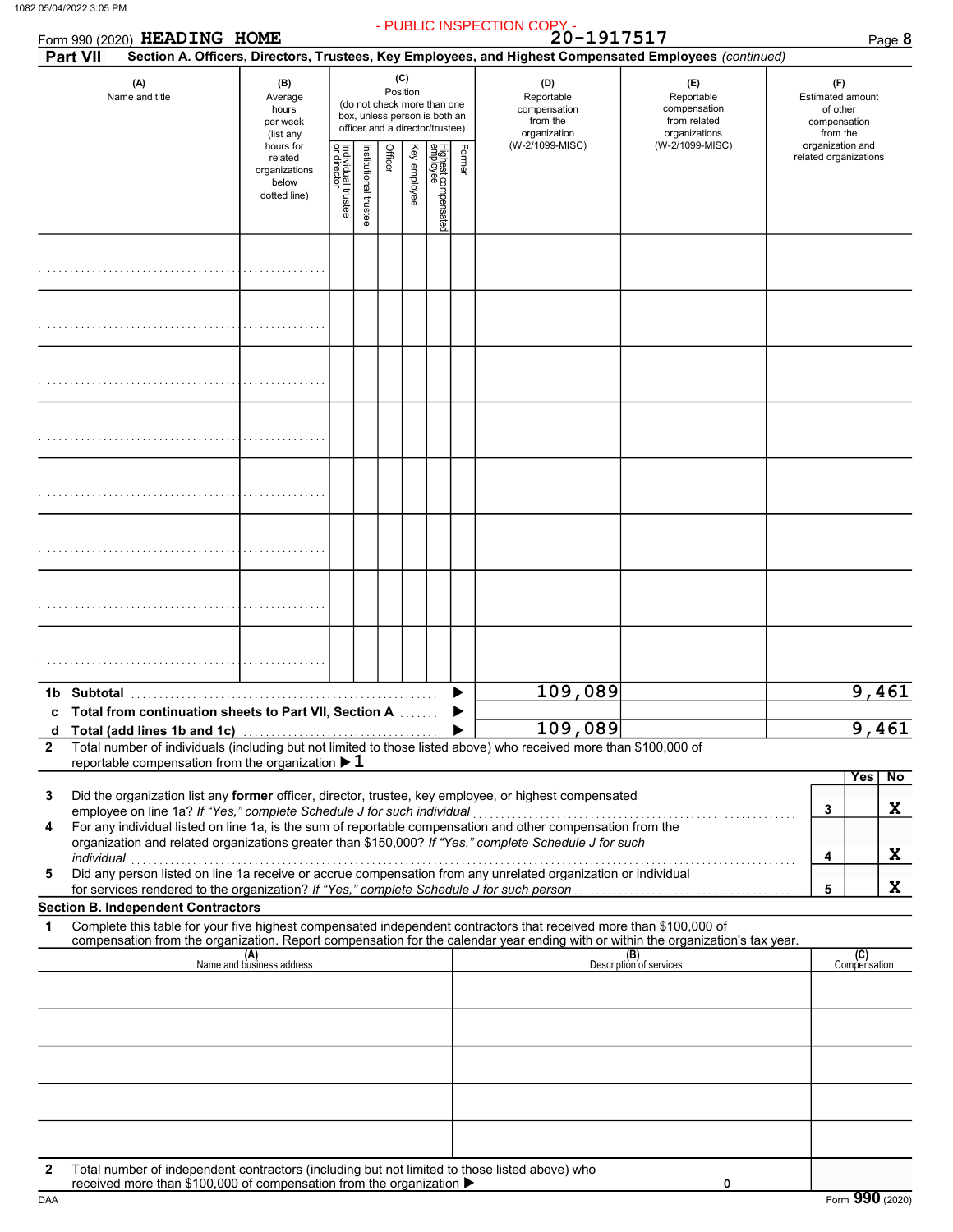- PUBLIC INSPECTION COPY -

Form 990 (2020) **HEADING HOME** 20-1917517 Page **8**

**Part VII** **Section A. Officers, Directors, Trustees, Key Employees, and Highest Compensated Employees** *(continued)*

| (A) Name and title | (B) Average hours per week (list any hours for related organizations below dotted line) | (C) Position (do not check more than one box, unless person is both an officer and a director/trustee): Individual trustee or director | Institutional trustee | Officer | Key employee | Highest compensated employee | Former | (D) Reportable compensation from the organization (W-2/1099-MISC) | (E) Reportable compensation from related organizations (W-2/1099-MISC) | (F) Estimated amount of other compensation from the organization and related organizations |
|---|---|---|---|---|---|---|---|---|---|---|
| | | | | | | | | | | |
| | | | | | | | | | | |
| | | | | | | | | | | |
| | | | | | | | | | | |
| | | | | | | | | | | |
| | | | | | | | | | | |
| | | | | | | | | | | |
| | | | | | | | | | | |
| **1b Subtotal** | | | | | | | | 109,089 | | 9,461 |
| **c Total from continuation sheets to Part VII, Section A** | | | | | | | | | | |
| **d Total (add lines 1b and 1c)** | | | | | | | | 109,089 | | 9,461 |

**2** Total number of individuals (including but not limited to those listed above) who received more than $100,000 of reportable compensation from the organization ▶ 1

| | | | Yes | No |
|---|---|---|---|---|
| **3** | Did the organization list any **former** officer, director, trustee, key employee, or highest compensated employee on line 1a? *If "Yes," complete Schedule J for such individual* | 3 | | X |
| **4** | For any individual listed on line 1a, is the sum of reportable compensation and other compensation from the organization and related organizations greater than $150,000? *If "Yes," complete Schedule J for such individual* | 4 | | X |
| **5** | Did any person listed on line 1a receive or accrue compensation from any unrelated organization or individual for services rendered to the organization? *If "Yes," complete Schedule J for such person* | 5 | | X |

**Section B. Independent Contractors**

**1** Complete this table for your five highest compensated independent contractors that received more than $100,000 of compensation from the organization. Report compensation for the calendar year ending with or within the organization's tax year.

| (A) Name and business address | (B) Description of services | (C) Compensation |
|---|---|---|
| | | |
| | | |
| | | |
| | | |
| | | |

**2** Total number of independent contractors (including but not limited to those listed above) who received more than $100,000 of compensation from the organization ▶ 0

DAA Form **990** (2020)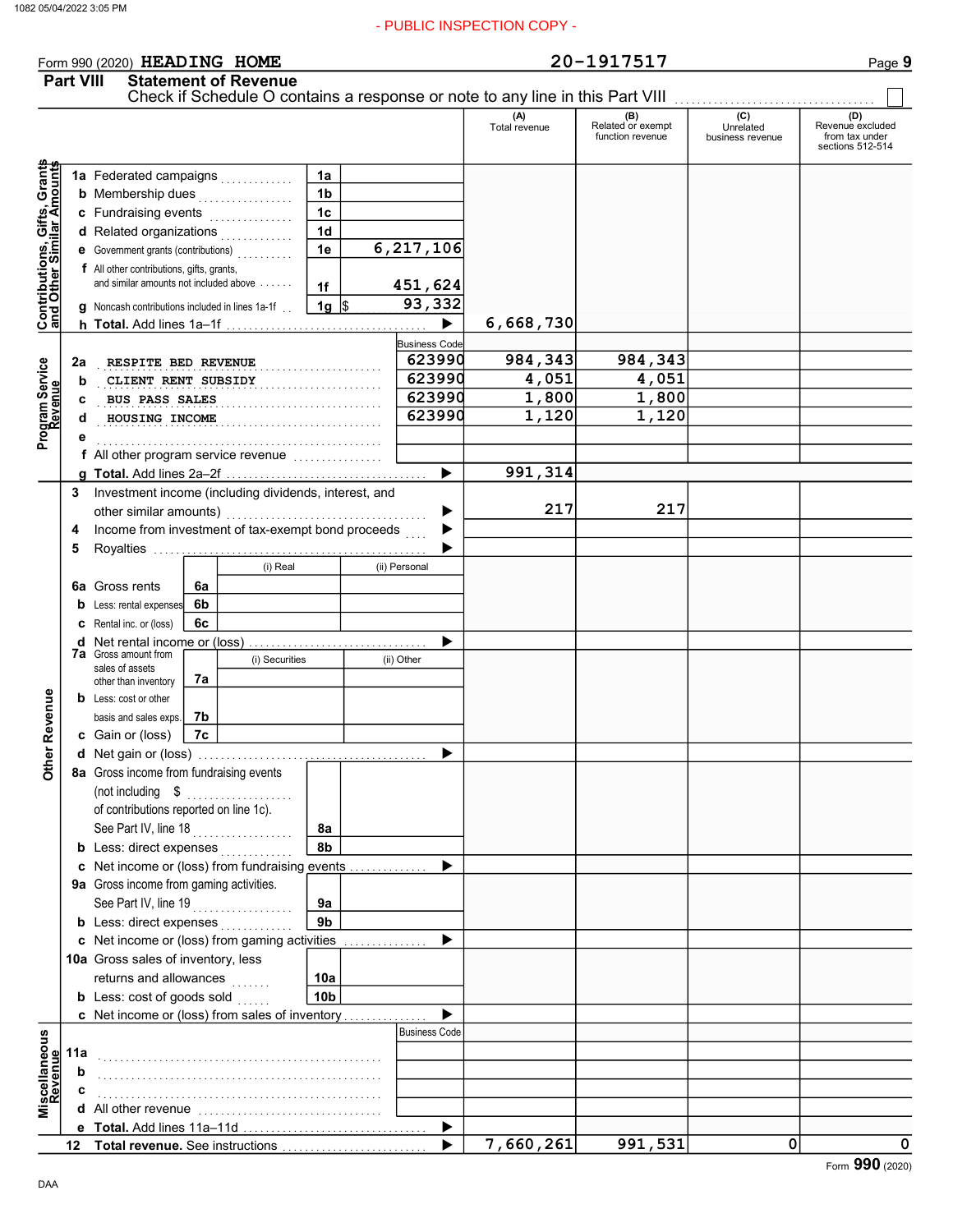- PUBLIC INSPECTION COPY -

Form 990 (2020) HEADING HOME 20-1917517 Page 9

## Part VIII Statement of Revenue

Check if Schedule O contains a response or note to any line in this Part VIII

| | | | | (A) Total revenue | (B) Related or exempt function revenue | (C) Unrelated business revenue | (D) Revenue excluded from tax under sections 512-514 |
|---|---|---|---|---|---|---|---|
| **Contributions, Gifts, Grants and Other Similar Amounts** | 1a Federated campaigns | 1a | | | | | |
| | b Membership dues | 1b | | | | | |
| | c Fundraising events | 1c | | | | | |
| | d Related organizations | 1d | | | | | |
| | e Government grants (contributions) | 1e | 6,217,106 | | | | |
| | f All other contributions, gifts, grants, and similar amounts not included above | 1f | 451,624 | | | | |
| | g Noncash contributions included in lines 1a-1f | 1g | $ 93,332 | | | | |
| | h **Total.** Add lines 1a–1f | | ▶ | 6,668,730 | | | |
| **Program Service Revenue** | | | Business Code | | | | |
| | 2a RESPITE BED REVENUE | | 623990 | 984,343 | 984,343 | | |
| | b CLIENT RENT SUBSIDY | | 623990 | 4,051 | 4,051 | | |
| | c BUS PASS SALES | | 623990 | 1,800 | 1,800 | | |
| | d HOUSING INCOME | | 623990 | 1,120 | 1,120 | | |
| | e | | | | | | |
| | f All other program service revenue | | | | | | |
| | g **Total.** Add lines 2a–2f | | ▶ | 991,314 | | | |
| **Other Revenue** | 3 Investment income (including dividends, interest, and other similar amounts) | | ▶ | 217 | 217 | | |
| | 4 Income from investment of tax-exempt bond proceeds | | ▶ | | | | |
| | 5 Royalties | | ▶ | | | | |
| | | (i) Real | (ii) Personal | | | | |
| | 6a Gross rents 6a | | | | | | |
| | b Less: rental expenses 6b | | | | | | |
| | c Rental inc. or (loss) 6c | | | | | | |
| | d Net rental income or (loss) | | ▶ | | | | |
| | | (i) Securities | (ii) Other | | | | |
| | 7a Gross amount from sales of assets other than inventory 7a | | | | | | |
| | b Less: cost or other basis and sales exps. 7b | | | | | | |
| | c Gain or (loss) 7c | | | | | | |
| | d Net gain or (loss) | | ▶ | | | | |
| | 8a Gross income from fundraising events (not including $ of contributions reported on line 1c). See Part IV, line 18 | 8a | | | | | |
| | b Less: direct expenses | 8b | | | | | |
| | c Net income or (loss) from fundraising events | | ▶ | | | | |
| | 9a Gross income from gaming activities. See Part IV, line 19 | 9a | | | | | |
| | b Less: direct expenses | 9b | | | | | |
| | c Net income or (loss) from gaming activities | | ▶ | | | | |
| | 10a Gross sales of inventory, less returns and allowances | 10a | | | | | |
| | b Less: cost of goods sold | 10b | | | | | |
| | c Net income or (loss) from sales of inventory | | ▶ | | | | |
| **Miscellaneous Revenue** | | | Business Code | | | | |
| | 11a | | | | | | |
| | b | | | | | | |
| | c | | | | | | |
| | d All other revenue | | | | | | |
| | e **Total.** Add lines 11a–11d | | ▶ | | | | |
| | 12 **Total revenue.** See instructions | | ▶ | 7,660,261 | 991,531 | 0 | 0 |

Form **990** (2020)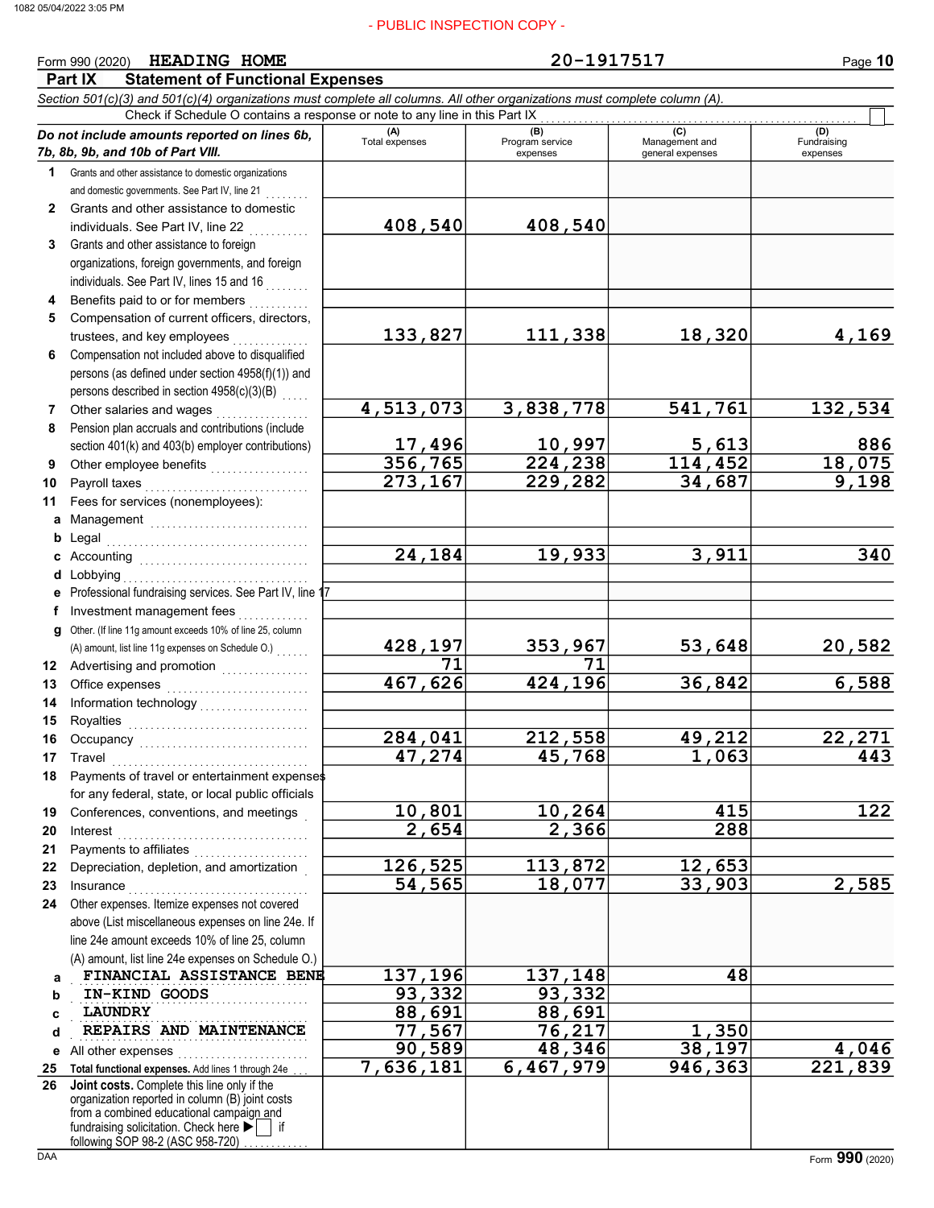- PUBLIC INSPECTION COPY -

Form 990 (2020) HEADING HOME 20-1917517

## Part IX Statement of Functional Expenses

*Section 501(c)(3) and 501(c)(4) organizations must complete all columns. All other organizations must complete column (A).*

Check if Schedule O contains a response or note to any line in this Part IX ☐

| *Do not include amounts reported on lines 6b, 7b, 8b, 9b, and 10b of Part VIII.* | (A) Total expenses | (B) Program service expenses | (C) Management and general expenses | (D) Fundraising expenses |
|---|---|---|---|---|
| **1** Grants and other assistance to domestic organizations and domestic governments. See Part IV, line 21 | | | | |
| **2** Grants and other assistance to domestic individuals. See Part IV, line 22 | 408,540 | 408,540 | | |
| **3** Grants and other assistance to foreign organizations, foreign governments, and foreign individuals. See Part IV, lines 15 and 16 | | | | |
| **4** Benefits paid to or for members | | | | |
| **5** Compensation of current officers, directors, trustees, and key employees | 133,827 | 111,338 | 18,320 | 4,169 |
| **6** Compensation not included above to disqualified persons (as defined under section 4958(f)(1)) and persons described in section 4958(c)(3)(B) | | | | |
| **7** Other salaries and wages | 4,513,073 | 3,838,778 | 541,761 | 132,534 |
| **8** Pension plan accruals and contributions (include section 401(k) and 403(b) employer contributions) | 17,496 | 10,997 | 5,613 | 886 |
| **9** Other employee benefits | 356,765 | 224,238 | 114,452 | 18,075 |
| **10** Payroll taxes | 273,167 | 229,282 | 34,687 | 9,198 |
| **11** Fees for services (nonemployees): | | | | |
| **a** Management | | | | |
| **b** Legal | | | | |
| **c** Accounting | 24,184 | 19,933 | 3,911 | 340 |
| **d** Lobbying | | | | |
| **e** Professional fundraising services. See Part IV, line 17 | | | | |
| **f** Investment management fees | | | | |
| **g** Other. (If line 11g amount exceeds 10% of line 25, column (A) amount, list line 11g expenses on Schedule O.) | 428,197 | 353,967 | 53,648 | 20,582 |
| **12** Advertising and promotion | 71 | 71 | | |
| **13** Office expenses | 467,626 | 424,196 | 36,842 | 6,588 |
| **14** Information technology | | | | |
| **15** Royalties | | | | |
| **16** Occupancy | 284,041 | 212,558 | 49,212 | 22,271 |
| **17** Travel | 47,274 | 45,768 | 1,063 | 443 |
| **18** Payments of travel or entertainment expenses for any federal, state, or local public officials | | | | |
| **19** Conferences, conventions, and meetings | 10,801 | 10,264 | 415 | 122 |
| **20** Interest | 2,654 | 2,366 | 288 | |
| **21** Payments to affiliates | | | | |
| **22** Depreciation, depletion, and amortization | 126,525 | 113,872 | 12,653 | |
| **23** Insurance | 54,565 | 18,077 | 33,903 | 2,585 |
| **24** Other expenses. Itemize expenses not covered above (List miscellaneous expenses on line 24e. If line 24e amount exceeds 10% of line 25, column (A) amount, list line 24e expenses on Schedule O.) | | | | |
| **a** FINANCIAL ASSISTANCE BENE | 137,196 | 137,148 | 48 | |
| **b** IN-KIND GOODS | 93,332 | 93,332 | | |
| **c** LAUNDRY | 88,691 | 88,691 | | |
| **d** REPAIRS AND MAINTENANCE | 77,567 | 76,217 | 1,350 | |
| **e** All other expenses | 90,589 | 48,346 | 38,197 | 4,046 |
| **25 Total functional expenses.** Add lines 1 through 24e | 7,636,181 | 6,467,979 | 946,363 | 221,839 |
| **26 Joint costs.** Complete this line only if the organization reported in column (B) joint costs from a combined educational campaign and fundraising solicitation. Check here ▶ ☐ if following SOP 98-2 (ASC 958-720) | | | | |

DAA Form **990** (2020)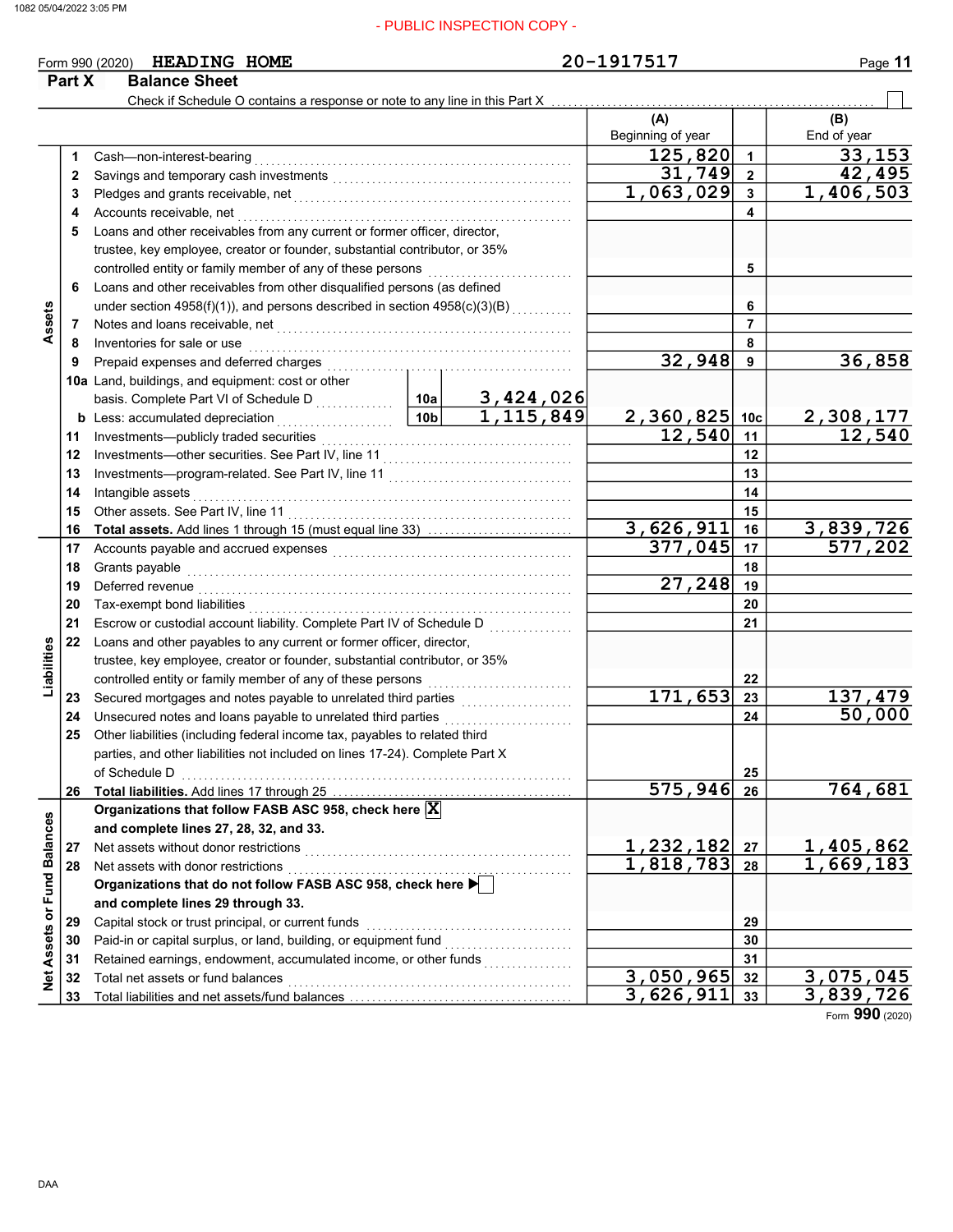- PUBLIC INSPECTION COPY -

Form 990 (2020) HEADING HOME 20-1917517

## Part X Balance Sheet

Check if Schedule O contains a response or note to any line in this Part X ☐

| | | | | (A) Beginning of year | | (B) End of year |
|---|---|---|---|---|---|---|
| **Assets** | 1 | Cash—non-interest-bearing | | 125,820 | 1 | 33,153 |
| | 2 | Savings and temporary cash investments | | 31,749 | 2 | 42,495 |
| | 3 | Pledges and grants receivable, net | | 1,063,029 | 3 | 1,406,503 |
| | 4 | Accounts receivable, net | | | 4 | |
| | 5 | Loans and other receivables from any current or former officer, director, trustee, key employee, creator or founder, substantial contributor, or 35% controlled entity or family member of any of these persons | | | 5 | |
| | 6 | Loans and other receivables from other disqualified persons (as defined under section 4958(f)(1)), and persons described in section 4958(c)(3)(B) | | | 6 | |
| | 7 | Notes and loans receivable, net | | | 7 | |
| | 8 | Inventories for sale or use | | | 8 | |
| | 9 | Prepaid expenses and deferred charges | | 32,948 | 9 | 36,858 |
| | 10a | Land, buildings, and equipment: cost or other basis. Complete Part VI of Schedule D | 10a 3,424,026 | | | |
| | b | Less: accumulated depreciation | 10b 1,115,849 | 2,360,825 | 10c | 2,308,177 |
| | 11 | Investments—publicly traded securities | | 12,540 | 11 | 12,540 |
| | 12 | Investments—other securities. See Part IV, line 11 | | | 12 | |
| | 13 | Investments—program-related. See Part IV, line 11 | | | 13 | |
| | 14 | Intangible assets | | | 14 | |
| | 15 | Other assets. See Part IV, line 11 | | | 15 | |
| | 16 | **Total assets.** Add lines 1 through 15 (must equal line 33) | | 3,626,911 | 16 | 3,839,726 |
| **Liabilities** | 17 | Accounts payable and accrued expenses | | 377,045 | 17 | 577,202 |
| | 18 | Grants payable | | | 18 | |
| | 19 | Deferred revenue | | 27,248 | 19 | |
| | 20 | Tax-exempt bond liabilities | | | 20 | |
| | 21 | Escrow or custodial account liability. Complete Part IV of Schedule D | | | 21 | |
| | 22 | Loans and other payables to any current or former officer, director, trustee, key employee, creator or founder, substantial contributor, or 35% controlled entity or family member of any of these persons | | | 22 | |
| | 23 | Secured mortgages and notes payable to unrelated third parties | | 171,653 | 23 | 137,479 |
| | 24 | Unsecured notes and loans payable to unrelated third parties | | | 24 | 50,000 |
| | 25 | Other liabilities (including federal income tax, payables to related third parties, and other liabilities not included on lines 17-24). Complete Part X of Schedule D | | | 25 | |
| | 26 | **Total liabilities.** Add lines 17 through 25 | | 575,946 | 26 | 764,681 |
| **Net Assets or Fund Balances** | | **Organizations that follow FASB ASC 958, check here** ☒ **and complete lines 27, 28, 32, and 33.** | | | | |
| | 27 | Net assets without donor restrictions | | 1,232,182 | 27 | 1,405,862 |
| | 28 | Net assets with donor restrictions | | 1,818,783 | 28 | 1,669,183 |
| | | **Organizations that do not follow FASB ASC 958, check here** ☐ **and complete lines 29 through 33.** | | | | |
| | 29 | Capital stock or trust principal, or current funds | | | 29 | |
| | 30 | Paid-in or capital surplus, or land, building, or equipment fund | | | 30 | |
| | 31 | Retained earnings, endowment, accumulated income, or other funds | | | 31 | |
| | 32 | Total net assets or fund balances | | 3,050,965 | 32 | 3,075,045 |
| | 33 | Total liabilities and net assets/fund balances | | 3,626,911 | 33 | 3,839,726 |

Form **990** (2020)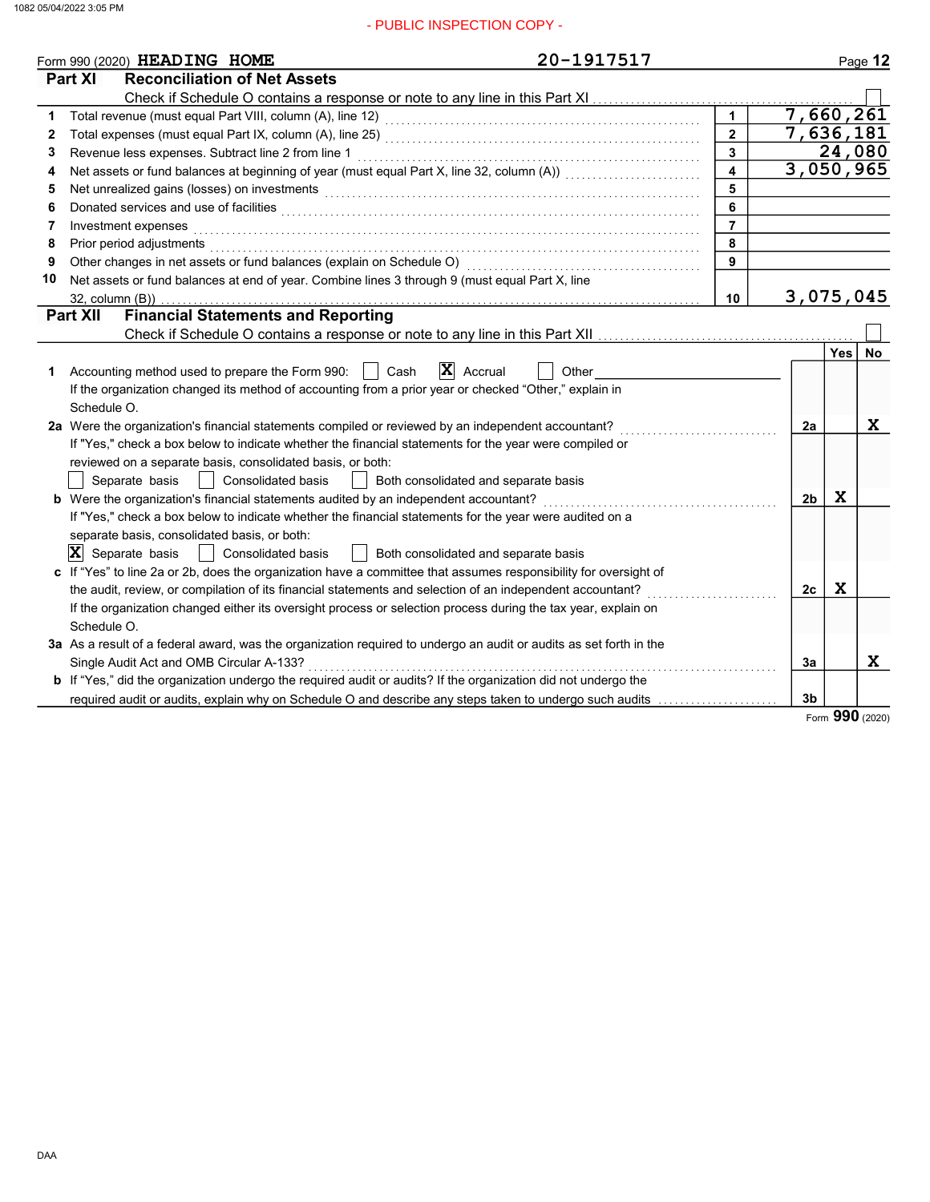Form 990 (2020) HEADING HOME 20-1917517

## Part XI Reconciliation of Net Assets

Check if Schedule O contains a response or note to any line in this Part XI ☐

| | | | |
|---|---|---|---|
| 1 | Total revenue (must equal Part VIII, column (A), line 12) | 1 | 7,660,261 |
| 2 | Total expenses (must equal Part IX, column (A), line 25) | 2 | 7,636,181 |
| 3 | Revenue less expenses. Subtract line 2 from line 1 | 3 | 24,080 |
| 4 | Net assets or fund balances at beginning of year (must equal Part X, line 32, column (A)) | 4 | 3,050,965 |
| 5 | Net unrealized gains (losses) on investments | 5 | |
| 6 | Donated services and use of facilities | 6 | |
| 7 | Investment expenses | 7 | |
| 8 | Prior period adjustments | 8 | |
| 9 | Other changes in net assets or fund balances (explain on Schedule O) | 9 | |
| 10 | Net assets or fund balances at end of year. Combine lines 3 through 9 (must equal Part X, line 32, column (B)) | 10 | 3,075,045 |

## Part XII Financial Statements and Reporting

Check if Schedule O contains a response or note to any line in this Part XII ☐

| | | | Yes | No |
|---|---|---|---|---|
| 1 | Accounting method used to prepare the Form 990: ☐ Cash ☒ Accrual ☐ Other<br>If the organization changed its method of accounting from a prior year or checked "Other," explain in Schedule O. | | | |
| 2a | Were the organization's financial statements compiled or reviewed by an independent accountant?<br>If "Yes," check a box below to indicate whether the financial statements for the year were compiled or reviewed on a separate basis, consolidated basis, or both:<br>☐ Separate basis ☐ Consolidated basis ☐ Both consolidated and separate basis | 2a | | X |
| b | Were the organization's financial statements audited by an independent accountant?<br>If "Yes," check a box below to indicate whether the financial statements for the year were audited on a separate basis, consolidated basis, or both:<br>☒ Separate basis ☐ Consolidated basis ☐ Both consolidated and separate basis | 2b | X | |
| c | If "Yes" to line 2a or 2b, does the organization have a committee that assumes responsibility for oversight of the audit, review, or compilation of its financial statements and selection of an independent accountant?<br>If the organization changed either its oversight process or selection process during the tax year, explain on Schedule O. | 2c | X | |
| 3a | As a result of a federal award, was the organization required to undergo an audit or audits as set forth in the Single Audit Act and OMB Circular A-133? | 3a | | X |
| b | If "Yes," did the organization undergo the required audit or audits? If the organization did not undergo the required audit or audits, explain why on Schedule O and describe any steps taken to undergo such audits | 3b | | |

Form **990** (2020)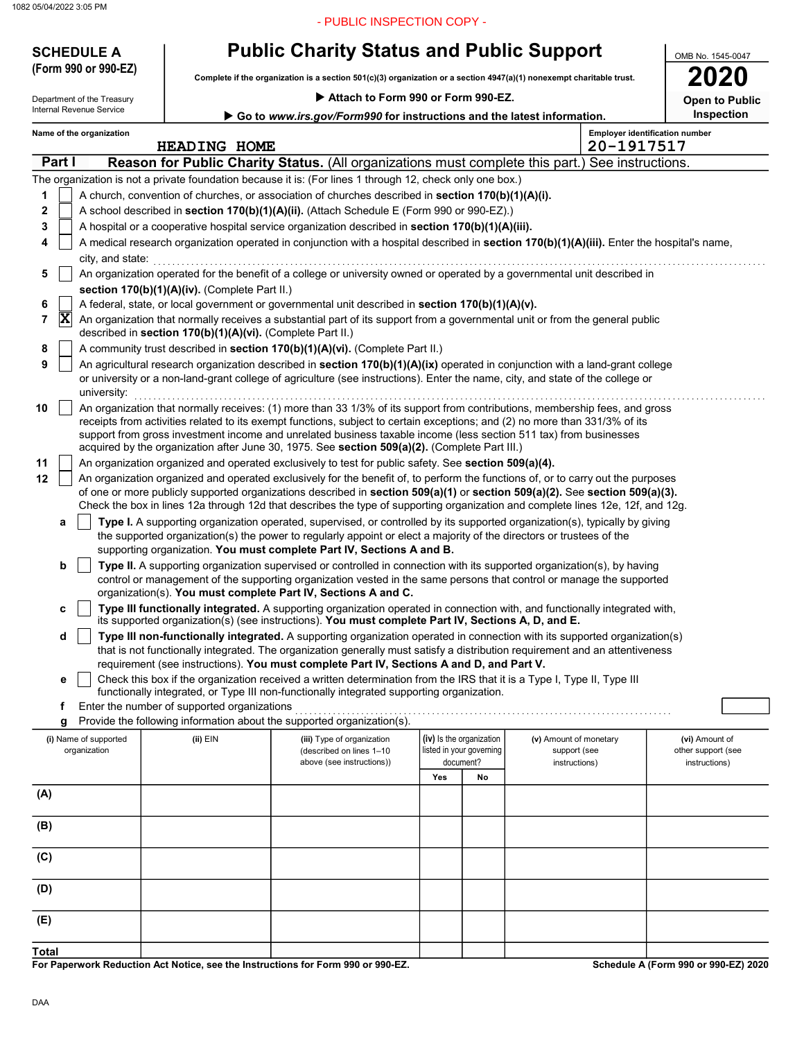- PUBLIC INSPECTION COPY -

**SCHEDULE A (Form 990 or 990-EZ)**

Department of the Treasury
Internal Revenue Service

# Public Charity Status and Public Support

**Complete if the organization is a section 501(c)(3) organization or a section 4947(a)(1) nonexempt charitable trust.**

▶ **Attach to Form 990 or Form 990-EZ.**

▶ **Go to *www.irs.gov/Form990* for instructions and the latest information.**

OMB No. 1545-0047

**2020**

**Open to Public Inspection**

Name of the organization: HEADING HOME

Employer identification number: 20-1917517

## Part I Reason for Public Charity Status. (All organizations must complete this part.) See instructions.

The organization is not a private foundation because it is: (For lines 1 through 12, check only one box.)

1. [ ] A church, convention of churches, or association of churches described in **section 170(b)(1)(A)(i).**
2. [ ] A school described in **section 170(b)(1)(A)(ii).** (Attach Schedule E (Form 990 or 990-EZ).)
3. [ ] A hospital or a cooperative hospital service organization described in **section 170(b)(1)(A)(iii).**
4. [ ] A medical research organization operated in conjunction with a hospital described in **section 170(b)(1)(A)(iii).** Enter the hospital's name, city, and state:
5. [ ] An organization operated for the benefit of a college or university owned or operated by a governmental unit described in **section 170(b)(1)(A)(iv).** (Complete Part II.)
6. [ ] A federal, state, or local government or governmental unit described in **section 170(b)(1)(A)(v).**
7. [X] An organization that normally receives a substantial part of its support from a governmental unit or from the general public described in **section 170(b)(1)(A)(vi).** (Complete Part II.)
8. [ ] A community trust described in **section 170(b)(1)(A)(vi).** (Complete Part II.)
9. [ ] An agricultural research organization described in **section 170(b)(1)(A)(ix)** operated in conjunction with a land-grant college or university or a non-land-grant college of agriculture (see instructions). Enter the name, city, and state of the college or university:
10. [ ] An organization that normally receives: (1) more than 33 1/3% of its support from contributions, membership fees, and gross receipts from activities related to its exempt functions, subject to certain exceptions; and (2) no more than 331/3% of its support from gross investment income and unrelated business taxable income (less section 511 tax) from businesses acquired by the organization after June 30, 1975. See **section 509(a)(2).** (Complete Part III.)
11. [ ] An organization organized and operated exclusively to test for public safety. See **section 509(a)(4).**
12. [ ] An organization organized and operated exclusively for the benefit of, to perform the functions of, or to carry out the purposes of one or more publicly supported organizations described in **section 509(a)(1)** or **section 509(a)(2).** See **section 509(a)(3).** Check the box in lines 12a through 12d that describes the type of supporting organization and complete lines 12e, 12f, and 12g.
   - **a** [ ] **Type I.** A supporting organization operated, supervised, or controlled by its supported organization(s), typically by giving the supported organization(s) the power to regularly appoint or elect a majority of the directors or trustees of the supporting organization. **You must complete Part IV, Sections A and B.**
   - **b** [ ] **Type II.** A supporting organization supervised or controlled in connection with its supported organization(s), by having control or management of the supporting organization vested in the same persons that control or manage the supported organization(s). **You must complete Part IV, Sections A and C.**
   - **c** [ ] **Type III functionally integrated.** A supporting organization operated in connection with, and functionally integrated with, its supported organization(s) (see instructions). **You must complete Part IV, Sections A, D, and E.**
   - **d** [ ] **Type III non-functionally integrated.** A supporting organization operated in connection with its supported organization(s) that is not functionally integrated. The organization generally must satisfy a distribution requirement and an attentiveness requirement (see instructions). **You must complete Part IV, Sections A and D, and Part V.**
   - **e** [ ] Check this box if the organization received a written determination from the IRS that it is a Type I, Type II, Type III functionally integrated, or Type III non-functionally integrated supporting organization.
   - **f** Enter the number of supported organizations
   - **g** Provide the following information about the supported organization(s).

| (i) Name of supported organization | (ii) EIN | (iii) Type of organization (described on lines 1–10 above (see instructions)) | (iv) Is the organization listed in your governing document? Yes | No | (v) Amount of monetary support (see instructions) | (vi) Amount of other support (see instructions) |
|---|---|---|---|---|---|---|
| (A) | | | | | | |
| (B) | | | | | | |
| (C) | | | | | | |
| (D) | | | | | | |
| (E) | | | | | | |
| Total | | | | | | |

**For Paperwork Reduction Act Notice, see the Instructions for Form 990 or 990-EZ.** **Schedule A (Form 990 or 990-EZ) 2020**

DAA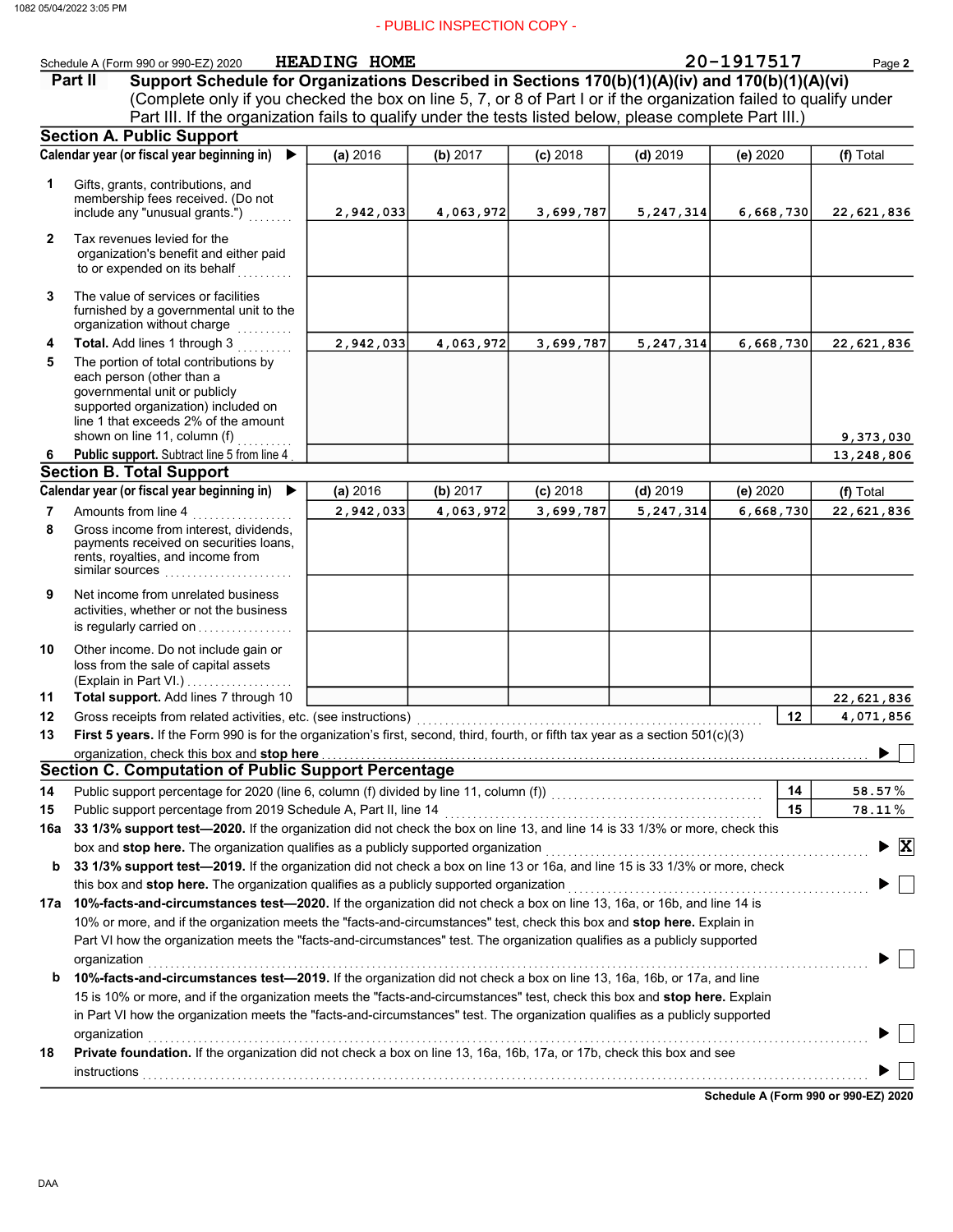Schedule A (Form 990 or 990-EZ) 2020 HEADING HOME 20-1917517

## Part II Support Schedule for Organizations Described in Sections 170(b)(1)(A)(iv) and 170(b)(1)(A)(vi)

(Complete only if you checked the box on line 5, 7, or 8 of Part I or if the organization failed to qualify under Part III. If the organization fails to qualify under the tests listed below, please complete Part III.)

### Section A. Public Support

| Calendar year (or fiscal year beginning in) ▶ | (a) 2016 | (b) 2017 | (c) 2018 | (d) 2019 | (e) 2020 | (f) Total |
|---|---|---|---|---|---|---|
| 1 Gifts, grants, contributions, and membership fees received. (Do not include any "unusual grants.") | 2,942,033 | 4,063,972 | 3,699,787 | 5,247,314 | 6,668,730 | 22,621,836 |
| 2 Tax revenues levied for the organization's benefit and either paid to or expended on its behalf | | | | | | |
| 3 The value of services or facilities furnished by a governmental unit to the organization without charge | | | | | | |
| 4 **Total.** Add lines 1 through 3 | 2,942,033 | 4,063,972 | 3,699,787 | 5,247,314 | 6,668,730 | 22,621,836 |
| 5 The portion of total contributions by each person (other than a governmental unit or publicly supported organization) included on line 1 that exceeds 2% of the amount shown on line 11, column (f) | | | | | | 9,373,030 |
| 6 **Public support.** Subtract line 5 from line 4 | | | | | | 13,248,806 |

### Section B. Total Support

| Calendar year (or fiscal year beginning in) ▶ | (a) 2016 | (b) 2017 | (c) 2018 | (d) 2019 | (e) 2020 | (f) Total |
|---|---|---|---|---|---|---|
| 7 Amounts from line 4 | 2,942,033 | 4,063,972 | 3,699,787 | 5,247,314 | 6,668,730 | 22,621,836 |
| 8 Gross income from interest, dividends, payments received on securities loans, rents, royalties, and income from similar sources | | | | | | |
| 9 Net income from unrelated business activities, whether or not the business is regularly carried on | | | | | | |
| 10 Other income. Do not include gain or loss from the sale of capital assets (Explain in Part VI.) | | | | | | |
| 11 **Total support.** Add lines 7 through 10 | | | | | | 22,621,836 |

12 Gross receipts from related activities, etc. (see instructions) | 12 | 4,071,856

13 **First 5 years.** If the Form 990 is for the organization's first, second, third, fourth, or fifth tax year as a section 501(c)(3) organization, check this box and **stop here** ▶ ☐

### Section C. Computation of Public Support Percentage

14 Public support percentage for 2020 (line 6, column (f) divided by line 11, column (f)) | 14 | 58.57 %

15 Public support percentage from 2019 Schedule A, Part II, line 14 | 15 | 78.11 %

16a **33 1/3% support test—2020.** If the organization did not check the box on line 13, and line 14 is 33 1/3% or more, check this box and **stop here.** The organization qualifies as a publicly supported organization ▶ ☒

b **33 1/3% support test—2019.** If the organization did not check a box on line 13 or 16a, and line 15 is 33 1/3% or more, check this box and **stop here.** The organization qualifies as a publicly supported organization ▶ ☐

17a **10%-facts-and-circumstances test—2020.** If the organization did not check a box on line 13, 16a, or 16b, and line 14 is 10% or more, and if the organization meets the "facts-and-circumstances" test, check this box and **stop here.** Explain in Part VI how the organization meets the "facts-and-circumstances" test. The organization qualifies as a publicly supported organization ▶ ☐

b **10%-facts-and-circumstances test—2019.** If the organization did not check a box on line 13, 16a, 16b, or 17a, and line 15 is 10% or more, and if the organization meets the "facts-and-circumstances" test, check this box and **stop here.** Explain in Part VI how the organization meets the "facts-and-circumstances" test. The organization qualifies as a publicly supported organization ▶ ☐

18 **Private foundation.** If the organization did not check a box on line 13, 16a, 16b, 17a, or 17b, check this box and see instructions ▶ ☐

**Schedule A (Form 990 or 990-EZ) 2020**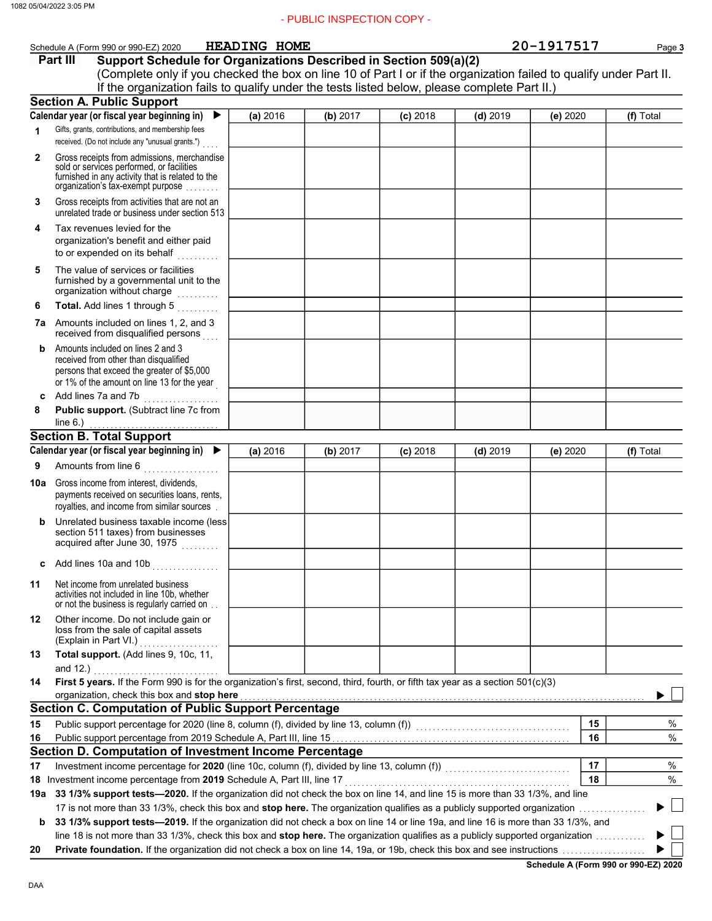- PUBLIC INSPECTION COPY -

Schedule A (Form 990 or 990-EZ) 2020 HEADING HOME 20-1917517 Page 3

## Part III Support Schedule for Organizations Described in Section 509(a)(2)

(Complete only if you checked the box on line 10 of Part I or if the organization failed to qualify under Part II. If the organization fails to qualify under the tests listed below, please complete Part II.)

### Section A. Public Support

| Calendar year (or fiscal year beginning in) ▶ | (a) 2016 | (b) 2017 | (c) 2018 | (d) 2019 | (e) 2020 | (f) Total |
|---|---|---|---|---|---|---|
| 1 Gifts, grants, contributions, and membership fees received. (Do not include any "unusual grants.") | | | | | | |
| 2 Gross receipts from admissions, merchandise sold or services performed, or facilities furnished in any activity that is related to the organization's tax-exempt purpose | | | | | | |
| 3 Gross receipts from activities that are not an unrelated trade or business under section 513 | | | | | | |
| 4 Tax revenues levied for the organization's benefit and either paid to or expended on its behalf | | | | | | |
| 5 The value of services or facilities furnished by a governmental unit to the organization without charge | | | | | | |
| 6 **Total.** Add lines 1 through 5 | | | | | | |
| 7a Amounts included on lines 1, 2, and 3 received from disqualified persons | | | | | | |
| b Amounts included on lines 2 and 3 received from other than disqualified persons that exceed the greater of $5,000 or 1% of the amount on line 13 for the year | | | | | | |
| c Add lines 7a and 7b | | | | | | |
| 8 **Public support.** (Subtract line 7c from line 6.) | | | | | | |

### Section B. Total Support

| Calendar year (or fiscal year beginning in) ▶ | (a) 2016 | (b) 2017 | (c) 2018 | (d) 2019 | (e) 2020 | (f) Total |
|---|---|---|---|---|---|---|
| 9 Amounts from line 6 | | | | | | |
| 10a Gross income from interest, dividends, payments received on securities loans, rents, royalties, and income from similar sources | | | | | | |
| b Unrelated business taxable income (less section 511 taxes) from businesses acquired after June 30, 1975 | | | | | | |
| c Add lines 10a and 10b | | | | | | |
| 11 Net income from unrelated business activities not included in line 10b, whether or not the business is regularly carried on | | | | | | |
| 12 Other income. Do not include gain or loss from the sale of capital assets (Explain in Part VI.) | | | | | | |
| 13 **Total support.** (Add lines 9, 10c, 11, and 12.) | | | | | | |

14 **First 5 years.** If the Form 990 is for the organization's first, second, third, fourth, or fifth tax year as a section 501(c)(3) organization, check this box and **stop here** ▶ ☐

### Section C. Computation of Public Support Percentage

| | | | |
|---|---|---|---|
| 15 | Public support percentage for 2020 (line 8, column (f), divided by line 13, column (f)) | 15 | % |
| 16 | Public support percentage from 2019 Schedule A, Part III, line 15 | 16 | % |

### Section D. Computation of Investment Income Percentage

| | | | |
|---|---|---|---|
| 17 | Investment income percentage for **2020** (line 10c, column (f), divided by line 13, column (f)) | 17 | % |
| 18 | Investment income percentage from **2019** Schedule A, Part III, line 17 | 18 | % |

19a **33 1/3% support tests—2020.** If the organization did not check the box on line 14, and line 15 is more than 33 1/3%, and line 17 is not more than 33 1/3%, check this box and **stop here.** The organization qualifies as a publicly supported organization ▶ ☐

b **33 1/3% support tests—2019.** If the organization did not check a box on line 14 or line 19a, and line 16 is more than 33 1/3%, and line 18 is not more than 33 1/3%, check this box and **stop here.** The organization qualifies as a publicly supported organization ▶ ☐

20 **Private foundation.** If the organization did not check a box on line 14, 19a, or 19b, check this box and see instructions ▶ ☐

**Schedule A (Form 990 or 990-EZ) 2020**

DAA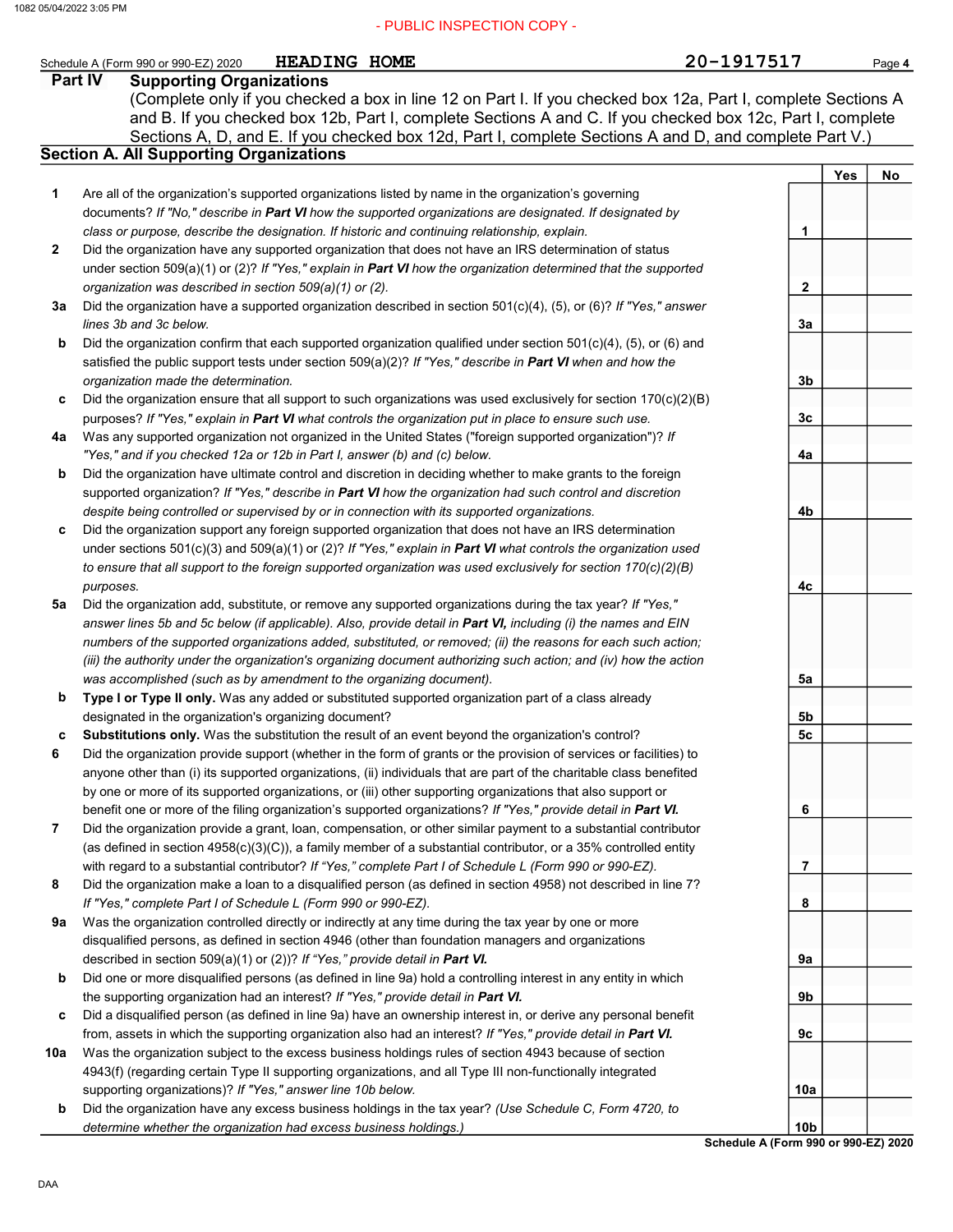- PUBLIC INSPECTION COPY -

Schedule A (Form 990 or 990-EZ) 2020 HEADING HOME 20-1917517 Page **4**

## Part IV Supporting Organizations

(Complete only if you checked a box in line 12 on Part I. If you checked box 12a, Part I, complete Sections A and B. If you checked box 12b, Part I, complete Sections A and C. If you checked box 12c, Part I, complete Sections A, D, and E. If you checked box 12d, Part I, complete Sections A and D, and complete Part V.)

### Section A. All Supporting Organizations

| | | | Yes | No |
|---|---|---|---|---|
| **1** | Are all of the organization's supported organizations listed by name in the organization's governing documents? *If "No," describe in* ***Part VI*** *how the supported organizations are designated. If designated by class or purpose, describe the designation. If historic and continuing relationship, explain.* | **1** | | |
| **2** | Did the organization have any supported organization that does not have an IRS determination of status under section 509(a)(1) or (2)? *If "Yes," explain in* ***Part VI*** *how the organization determined that the supported organization was described in section 509(a)(1) or (2).* | **2** | | |
| **3a** | Did the organization have a supported organization described in section 501(c)(4), (5), or (6)? *If "Yes," answer lines 3b and 3c below.* | **3a** | | |
| **b** | Did the organization confirm that each supported organization qualified under section 501(c)(4), (5), or (6) and satisfied the public support tests under section 509(a)(2)? *If "Yes," describe in* ***Part VI*** *when and how the organization made the determination.* | **3b** | | |
| **c** | Did the organization ensure that all support to such organizations was used exclusively for section 170(c)(2)(B) purposes? *If "Yes," explain in* ***Part VI*** *what controls the organization put in place to ensure such use.* | **3c** | | |
| **4a** | Was any supported organization not organized in the United States ("foreign supported organization")? *If "Yes," and if you checked 12a or 12b in Part I, answer (b) and (c) below.* | **4a** | | |
| **b** | Did the organization have ultimate control and discretion in deciding whether to make grants to the foreign supported organization? *If "Yes," describe in* ***Part VI*** *how the organization had such control and discretion despite being controlled or supervised by or in connection with its supported organizations.* | **4b** | | |
| **c** | Did the organization support any foreign supported organization that does not have an IRS determination under sections 501(c)(3) and 509(a)(1) or (2)? *If "Yes," explain in* ***Part VI*** *what controls the organization used to ensure that all support to the foreign supported organization was used exclusively for section 170(c)(2)(B) purposes.* | **4c** | | |
| **5a** | Did the organization add, substitute, or remove any supported organizations during the tax year? *If "Yes," answer lines 5b and 5c below (if applicable). Also, provide detail in* ***Part VI,*** *including (i) the names and EIN numbers of the supported organizations added, substituted, or removed; (ii) the reasons for each such action; (iii) the authority under the organization's organizing document authorizing such action; and (iv) how the action was accomplished (such as by amendment to the organizing document).* | **5a** | | |
| **b** | **Type I or Type II only.** Was any added or substituted supported organization part of a class already designated in the organization's organizing document? | **5b** | | |
| **c** | **Substitutions only.** Was the substitution the result of an event beyond the organization's control? | **5c** | | |
| **6** | Did the organization provide support (whether in the form of grants or the provision of services or facilities) to anyone other than (i) its supported organizations, (ii) individuals that are part of the charitable class benefited by one or more of its supported organizations, or (iii) other supporting organizations that also support or benefit one or more of the filing organization's supported organizations? *If "Yes," provide detail in* ***Part VI.*** | **6** | | |
| **7** | Did the organization provide a grant, loan, compensation, or other similar payment to a substantial contributor (as defined in section 4958(c)(3)(C)), a family member of a substantial contributor, or a 35% controlled entity with regard to a substantial contributor? *If "Yes," complete Part I of Schedule L (Form 990 or 990-EZ).* | **7** | | |
| **8** | Did the organization make a loan to a disqualified person (as defined in section 4958) not described in line 7? *If "Yes," complete Part I of Schedule L (Form 990 or 990-EZ).* | **8** | | |
| **9a** | Was the organization controlled directly or indirectly at any time during the tax year by one or more disqualified persons, as defined in section 4946 (other than foundation managers and organizations described in section 509(a)(1) or (2))? *If "Yes," provide detail in* ***Part VI.*** | **9a** | | |
| **b** | Did one or more disqualified persons (as defined in line 9a) hold a controlling interest in any entity in which the supporting organization had an interest? *If "Yes," provide detail in* ***Part VI.*** | **9b** | | |
| **c** | Did a disqualified person (as defined in line 9a) have an ownership interest in, or derive any personal benefit from, assets in which the supporting organization also had an interest? *If "Yes," provide detail in* ***Part VI.*** | **9c** | | |
| **10a** | Was the organization subject to the excess business holdings rules of section 4943 because of section 4943(f) (regarding certain Type II supporting organizations, and all Type III non-functionally integrated supporting organizations)? *If "Yes," answer line 10b below.* | **10a** | | |
| **b** | Did the organization have any excess business holdings in the tax year? *(Use Schedule C, Form 4720, to determine whether the organization had excess business holdings.)* | **10b** | | |

**Schedule A (Form 990 or 990-EZ) 2020**

DAA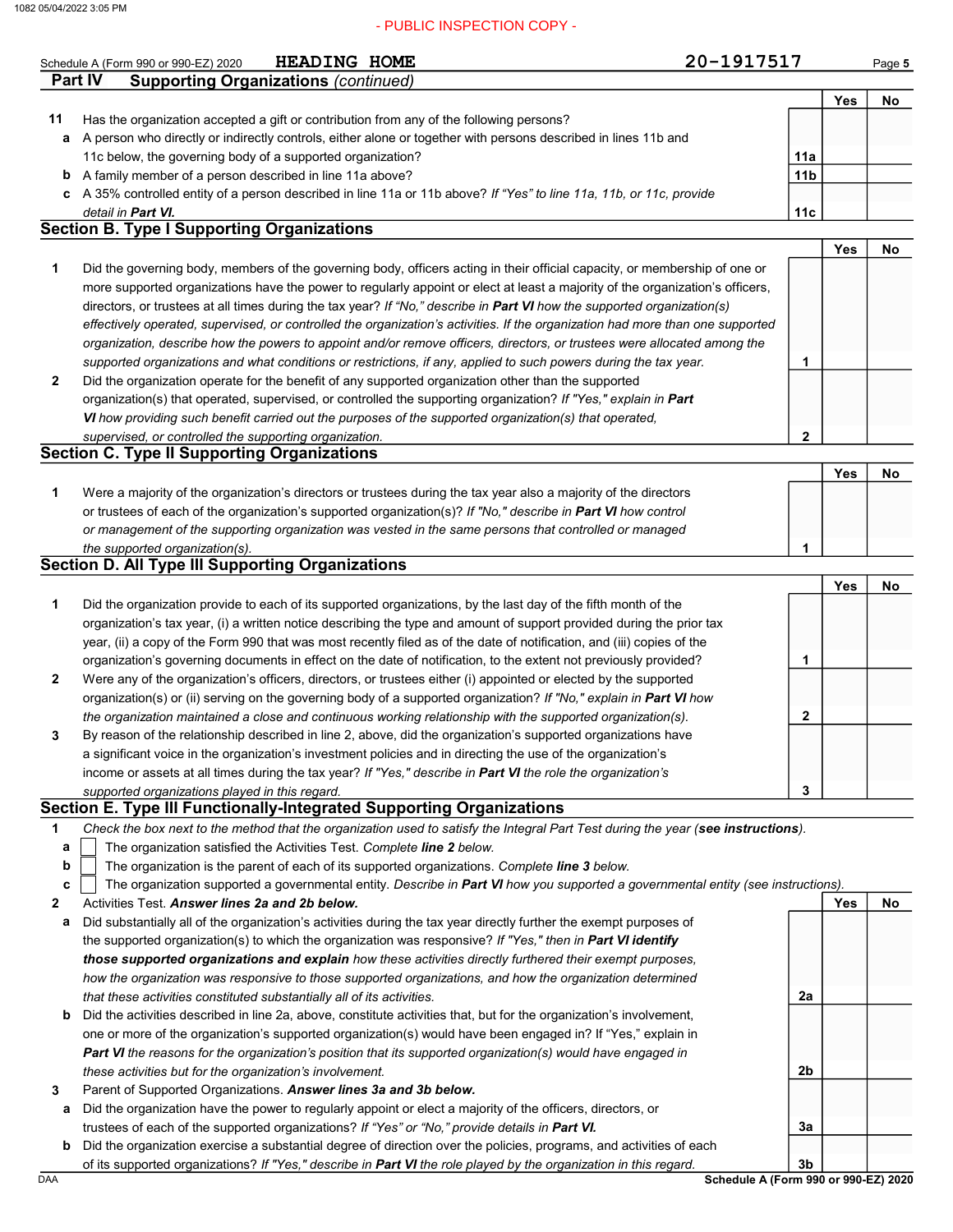Schedule A (Form 990 or 990-EZ) 2020 HEADING HOME 20-1917517 Page 5

**Part IV Supporting Organizations** *(continued)*

| | | | Yes | No |
|---|---|---|---|---|
| **11** | Has the organization accepted a gift or contribution from any of the following persons? | | | |
| **a** | A person who directly or indirectly controls, either alone or together with persons described in lines 11b and 11c below, the governing body of a supported organization? | 11a | | |
| **b** | A family member of a person described in line 11a above? | 11b | | |
| **c** | A 35% controlled entity of a person described in line 11a or 11b above? *If "Yes" to line 11a, 11b, or 11c, provide detail in* ***Part VI.*** | 11c | | |

## Section B. Type I Supporting Organizations

| | | | Yes | No |
|---|---|---|---|---|
| **1** | Did the governing body, members of the governing body, officers acting in their official capacity, or membership of one or more supported organizations have the power to regularly appoint or elect at least a majority of the organization's officers, directors, or trustees at all times during the tax year? *If "No," describe in* ***Part VI*** *how the supported organization(s) effectively operated, supervised, or controlled the organization's activities. If the organization had more than one supported organization, describe how the powers to appoint and/or remove officers, directors, or trustees were allocated among the supported organizations and what conditions or restrictions, if any, applied to such powers during the tax year.* | 1 | | |
| **2** | Did the organization operate for the benefit of any supported organization other than the supported organization(s) that operated, supervised, or controlled the supporting organization? *If "Yes," explain in* ***Part VI*** *how providing such benefit carried out the purposes of the supported organization(s) that operated, supervised, or controlled the supporting organization.* | 2 | | |

## Section C. Type II Supporting Organizations

| | | | Yes | No |
|---|---|---|---|---|
| **1** | Were a majority of the organization's directors or trustees during the tax year also a majority of the directors or trustees of each of the organization's supported organization(s)? *If "No," describe in* ***Part VI*** *how control or management of the supporting organization was vested in the same persons that controlled or managed the supported organization(s).* | 1 | | |

## Section D. All Type III Supporting Organizations

| | | | Yes | No |
|---|---|---|---|---|
| **1** | Did the organization provide to each of its supported organizations, by the last day of the fifth month of the organization's tax year, (i) a written notice describing the type and amount of support provided during the prior tax year, (ii) a copy of the Form 990 that was most recently filed as of the date of notification, and (iii) copies of the organization's governing documents in effect on the date of notification, to the extent not previously provided? | 1 | | |
| **2** | Were any of the organization's officers, directors, or trustees either (i) appointed or elected by the supported organization(s) or (ii) serving on the governing body of a supported organization? *If "No," explain in* ***Part VI*** *how the organization maintained a close and continuous working relationship with the supported organization(s).* | 2 | | |
| **3** | By reason of the relationship described in line 2, above, did the organization's supported organizations have a significant voice in the organization's investment policies and in directing the use of the organization's income or assets at all times during the tax year? *If "Yes," describe in* ***Part VI*** *the role the organization's supported organizations played in this regard.* | 3 | | |

## Section E. Type III Functionally-Integrated Supporting Organizations

**1** *Check the box next to the method that the organization used to satisfy the Integral Part Test during the year (****see instructions****).*

**a** ☐ The organization satisfied the Activities Test. *Complete* ***line 2*** *below.*

**b** ☐ The organization is the parent of each of its supported organizations. *Complete* ***line 3*** *below.*

**c** ☐ The organization supported a governmental entity. *Describe in* ***Part VI*** *how you supported a governmental entity (see instructions).*

| | | | Yes | No |
|---|---|---|---|---|
| **2** | Activities Test. ***Answer lines 2a and 2b below.*** | | | |
| **a** | Did substantially all of the organization's activities during the tax year directly further the exempt purposes of the supported organization(s) to which the organization was responsive? *If "Yes," then in* ***Part VI identify those supported organizations and explain*** *how these activities directly furthered their exempt purposes, how the organization was responsive to those supported organizations, and how the organization determined that these activities constituted substantially all of its activities.* | 2a | | |
| **b** | Did the activities described in line 2a, above, constitute activities that, but for the organization's involvement, one or more of the organization's supported organization(s) would have been engaged in? If "Yes," explain in ***Part VI*** *the reasons for the organization's position that its supported organization(s) would have engaged in these activities but for the organization's involvement.* | 2b | | |
| **3** | Parent of Supported Organizations. ***Answer lines 3a and 3b below.*** | | | |
| **a** | Did the organization have the power to regularly appoint or elect a majority of the officers, directors, or trustees of each of the supported organizations? *If "Yes" or "No," provide details in* ***Part VI.*** | 3a | | |
| **b** | Did the organization exercise a substantial degree of direction over the policies, programs, and activities of each of its supported organizations? *If "Yes," describe in* ***Part VI*** *the role played by the organization in this regard.* | 3b | | |

**Schedule A (Form 990 or 990-EZ) 2020**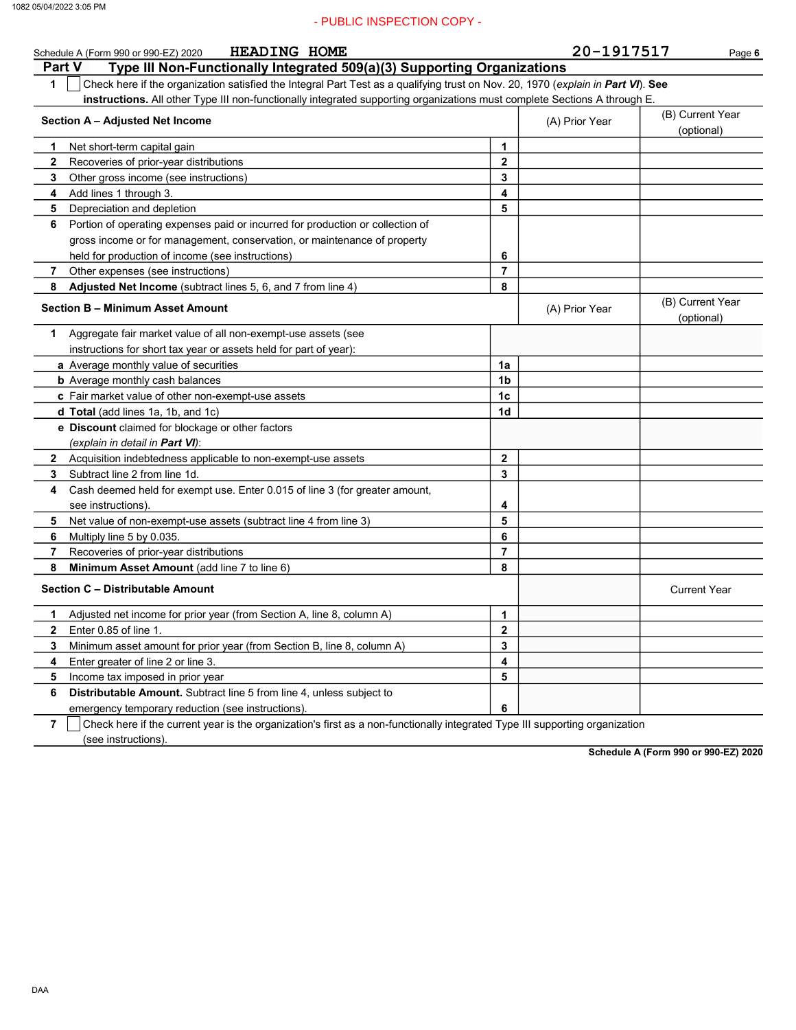Schedule A (Form 990 or 990-EZ) 2020 HEADING HOME 20-1917517

## Part V Type III Non-Functionally Integrated 509(a)(3) Supporting Organizations

**1** ☐ Check here if the organization satisfied the Integral Part Test as a qualifying trust on Nov. 20, 1970 (*explain in **Part VI***). **See instructions.** All other Type III non-functionally integrated supporting organizations must complete Sections A through E.

| Section A – Adjusted Net Income | | (A) Prior Year | (B) Current Year (optional) |
|---|---|---|---|
| **1** Net short-term capital gain | 1 | | |
| **2** Recoveries of prior-year distributions | 2 | | |
| **3** Other gross income (see instructions) | 3 | | |
| **4** Add lines 1 through 3. | 4 | | |
| **5** Depreciation and depletion | 5 | | |
| **6** Portion of operating expenses paid or incurred for production or collection of gross income or for management, conservation, or maintenance of property held for production of income (see instructions) | 6 | | |
| **7** Other expenses (see instructions) | 7 | | |
| **8** **Adjusted Net Income** (subtract lines 5, 6, and 7 from line 4) | 8 | | |

| Section B – Minimum Asset Amount | | (A) Prior Year | (B) Current Year (optional) |
|---|---|---|---|
| **1** Aggregate fair market value of all non-exempt-use assets (see instructions for short tax year or assets held for part of year): | | | |
| **a** Average monthly value of securities | 1a | | |
| **b** Average monthly cash balances | 1b | | |
| **c** Fair market value of other non-exempt-use assets | 1c | | |
| **d** **Total** (add lines 1a, 1b, and 1c) | 1d | | |
| **e** **Discount** claimed for blockage or other factors (*explain in detail in **Part VI***): | | | |
| **2** Acquisition indebtedness applicable to non-exempt-use assets | 2 | | |
| **3** Subtract line 2 from line 1d. | 3 | | |
| **4** Cash deemed held for exempt use. Enter 0.015 of line 3 (for greater amount, see instructions). | 4 | | |
| **5** Net value of non-exempt-use assets (subtract line 4 from line 3) | 5 | | |
| **6** Multiply line 5 by 0.035. | 6 | | |
| **7** Recoveries of prior-year distributions | 7 | | |
| **8** **Minimum Asset Amount** (add line 7 to line 6) | 8 | | |

| Section C – Distributable Amount | | | Current Year |
|---|---|---|---|
| **1** Adjusted net income for prior year (from Section A, line 8, column A) | 1 | | |
| **2** Enter 0.85 of line 1. | 2 | | |
| **3** Minimum asset amount for prior year (from Section B, line 8, column A) | 3 | | |
| **4** Enter greater of line 2 or line 3. | 4 | | |
| **5** Income tax imposed in prior year | 5 | | |
| **6** **Distributable Amount.** Subtract line 5 from line 4, unless subject to emergency temporary reduction (see instructions). | 6 | | |

**7** ☐ Check here if the current year is the organization's first as a non-functionally integrated Type III supporting organization (see instructions).

**Schedule A (Form 990 or 990-EZ) 2020**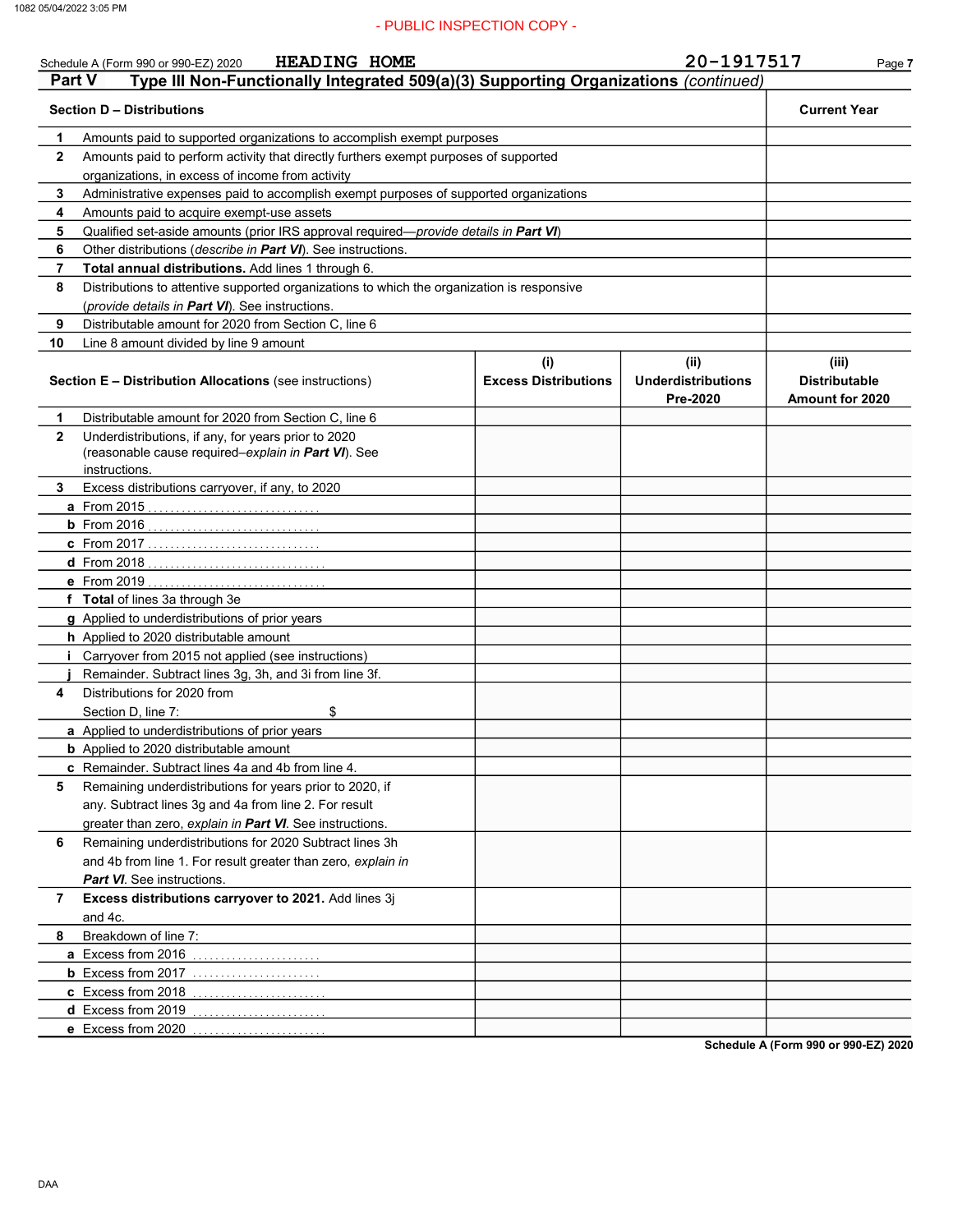- PUBLIC INSPECTION COPY -

Schedule A (Form 990 or 990-EZ) 2020 HEADING HOME 20-1917517

## Part V Type III Non-Functionally Integrated 509(a)(3) Supporting Organizations *(continued)*

| Section D – Distributions | | Current Year |
|---|---|---|
| **1** | Amounts paid to supported organizations to accomplish exempt purposes | |
| **2** | Amounts paid to perform activity that directly furthers exempt purposes of supported organizations, in excess of income from activity | |
| **3** | Administrative expenses paid to accomplish exempt purposes of supported organizations | |
| **4** | Amounts paid to acquire exempt-use assets | |
| **5** | Qualified set-aside amounts (prior IRS approval required—*provide details in* ***Part VI***) | |
| **6** | Other distributions (*describe in* ***Part VI***). See instructions. | |
| **7** | **Total annual distributions.** Add lines 1 through 6. | |
| **8** | Distributions to attentive supported organizations to which the organization is responsive (*provide details in* ***Part VI***). See instructions. | |
| **9** | Distributable amount for 2020 from Section C, line 6 | |
| **10** | Line 8 amount divided by line 9 amount | |

| Section E – Distribution Allocations (see instructions) | | (i) Excess Distributions | (ii) Underdistributions Pre-2020 | (iii) Distributable Amount for 2020 |
|---|---|---|---|---|
| **1** | Distributable amount for 2020 from Section C, line 6 | | | |
| **2** | Underdistributions, if any, for years prior to 2020 (reasonable cause required–*explain in* ***Part VI***). See instructions. | | | |
| **3** | Excess distributions carryover, if any, to 2020 | | | |
| **a** | From 2015 | | | |
| **b** | From 2016 | | | |
| **c** | From 2017 | | | |
| **d** | From 2018 | | | |
| **e** | From 2019 | | | |
| **f** | **Total** of lines 3a through 3e | | | |
| **g** | Applied to underdistributions of prior years | | | |
| **h** | Applied to 2020 distributable amount | | | |
| **i** | Carryover from 2015 not applied (see instructions) | | | |
| **j** | Remainder. Subtract lines 3g, 3h, and 3i from line 3f. | | | |
| **4** | Distributions for 2020 from Section D, line 7: $ | | | |
| **a** | Applied to underdistributions of prior years | | | |
| **b** | Applied to 2020 distributable amount | | | |
| **c** | Remainder. Subtract lines 4a and 4b from line 4. | | | |
| **5** | Remaining underdistributions for years prior to 2020, if any. Subtract lines 3g and 4a from line 2. For result greater than zero, *explain in* ***Part VI***. See instructions. | | | |
| **6** | Remaining underdistributions for 2020 Subtract lines 3h and 4b from line 1. For result greater than zero, *explain in* ***Part VI***. See instructions. | | | |
| **7** | **Excess distributions carryover to 2021.** Add lines 3j and 4c. | | | |
| **8** | Breakdown of line 7: | | | |
| **a** | Excess from 2016 | | | |
| **b** | Excess from 2017 | | | |
| **c** | Excess from 2018 | | | |
| **d** | Excess from 2019 | | | |
| **e** | Excess from 2020 | | | |

Schedule A (Form 990 or 990-EZ) 2020

DAA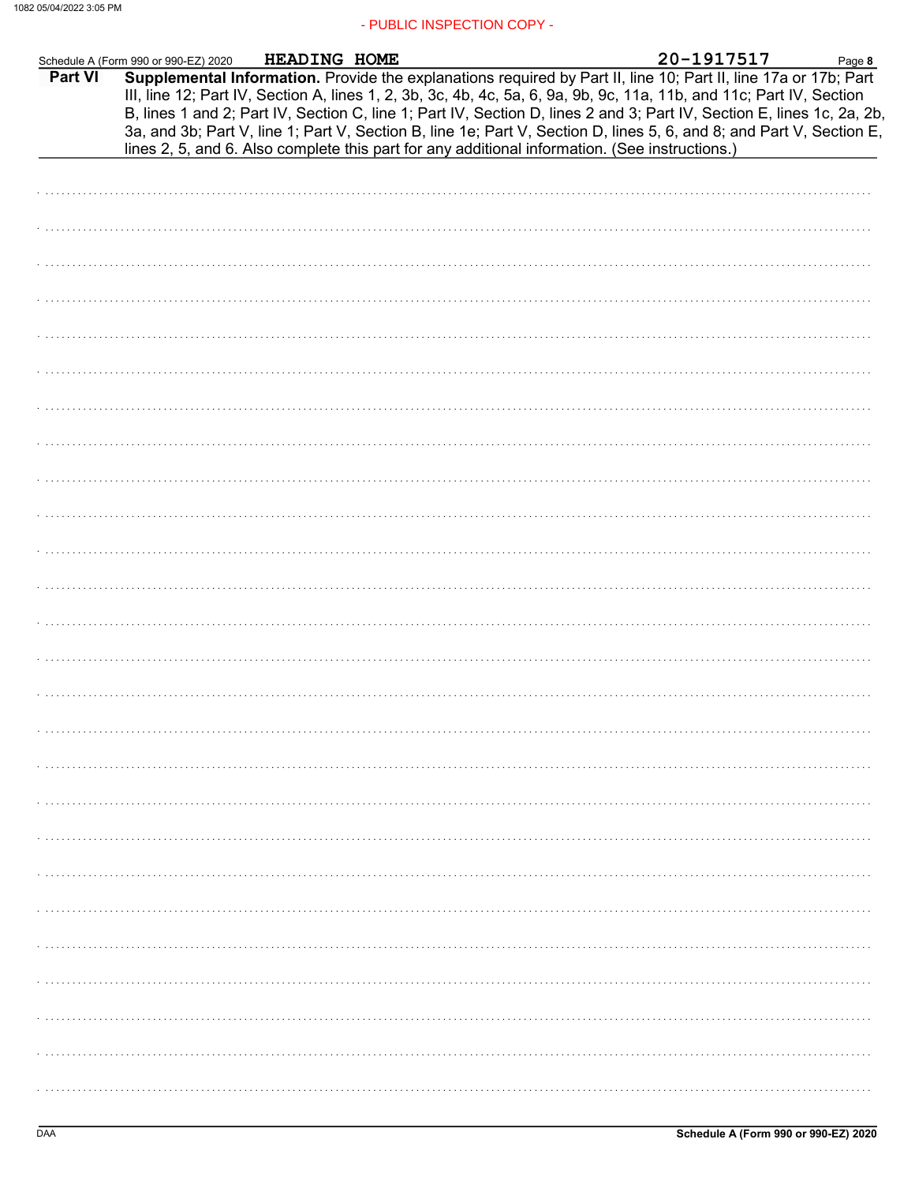Schedule A (Form 990 or 990-EZ) 2020 HEADING HOME 20-1917517 Page **8**

**Part VI** **Supplemental Information.** Provide the explanations required by Part II, line 10; Part II, line 17a or 17b; Part III, line 12; Part IV, Section A, lines 1, 2, 3b, 3c, 4b, 4c, 5a, 6, 9a, 9b, 9c, 11a, 11b, and 11c; Part IV, Section B, lines 1 and 2; Part IV, Section C, line 1; Part IV, Section D, lines 2 and 3; Part IV, Section E, lines 1c, 2a, 2b, 3a, and 3b; Part V, line 1; Part V, Section B, line 1e; Part V, Section D, lines 5, 6, and 8; and Part V, Section E, lines 2, 5, and 6. Also complete this part for any additional information. (See instructions.)

DAA **Schedule A (Form 990 or 990-EZ) 2020**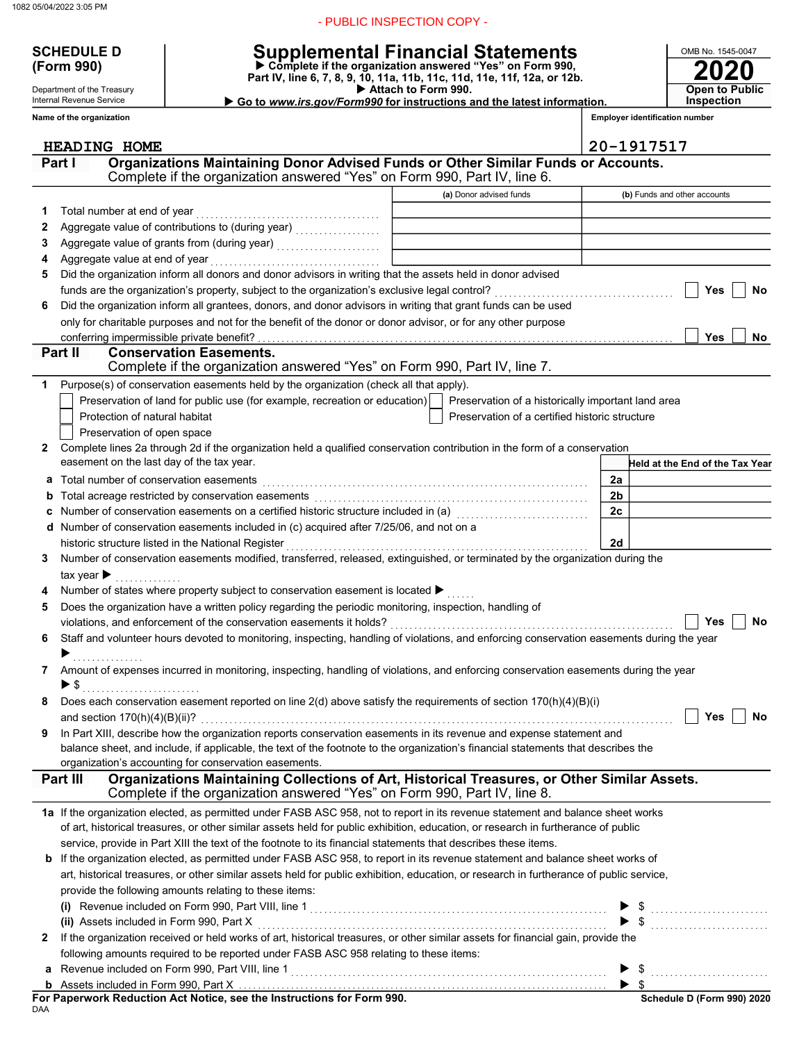- PUBLIC INSPECTION COPY -

**SCHEDULE D (Form 990)**

Department of the Treasury
Internal Revenue Service

# Supplemental Financial Statements

▶ Complete if the organization answered "Yes" on Form 990, Part IV, line 6, 7, 8, 9, 10, 11a, 11b, 11c, 11d, 11e, 11f, 12a, or 12b.
▶ Attach to Form 990.
▶ Go to *www.irs.gov/Form990* for instructions and the latest information.

OMB No. 1545-0047

**2020**

**Open to Public Inspection**

Name of the organization: HEADING HOME

Employer identification number: 20-1917517

## Part I Organizations Maintaining Donor Advised Funds or Other Similar Funds or Accounts.
Complete if the organization answered "Yes" on Form 990, Part IV, line 6.

| | | (a) Donor advised funds | (b) Funds and other accounts |
|---|---|---|---|
| 1 | Total number at end of year | | |
| 2 | Aggregate value of contributions to (during year) | | |
| 3 | Aggregate value of grants from (during year) | | |
| 4 | Aggregate value at end of year | | |

5 Did the organization inform all donors and donor advisors in writing that the assets held in donor advised funds are the organization's property, subject to the organization's exclusive legal control? ☐ Yes ☐ No

6 Did the organization inform all grantees, donors, and donor advisors in writing that grant funds can be used only for charitable purposes and not for the benefit of the donor or donor advisor, or for any other purpose conferring impermissible private benefit? ☐ Yes ☐ No

## Part II Conservation Easements.
Complete if the organization answered "Yes" on Form 990, Part IV, line 7.

1 Purpose(s) of conservation easements held by the organization (check all that apply).

- ☐ Preservation of land for public use (for example, recreation or education)
- ☐ Protection of natural habitat
- ☐ Preservation of open space
- ☐ Preservation of a historically important land area
- ☐ Preservation of a certified historic structure

2 Complete lines 2a through 2d if the organization held a qualified conservation contribution in the form of a conservation easement on the last day of the tax year.

| | | | Held at the End of the Tax Year |
|---|---|---|---|
| a | Total number of conservation easements | 2a | |
| b | Total acreage restricted by conservation easements | 2b | |
| c | Number of conservation easements on a certified historic structure included in (a) | 2c | |
| d | Number of conservation easements included in (c) acquired after 7/25/06, and not on a historic structure listed in the National Register | 2d | |

3 Number of conservation easements modified, transferred, released, extinguished, or terminated by the organization during the tax year ▶

4 Number of states where property subject to conservation easement is located ▶

5 Does the organization have a written policy regarding the periodic monitoring, inspection, handling of violations, and enforcement of the conservation easements it holds? ☐ Yes ☐ No

6 Staff and volunteer hours devoted to monitoring, inspecting, handling of violations, and enforcing conservation easements during the year ▶

7 Amount of expenses incurred in monitoring, inspecting, handling of violations, and enforcing conservation easements during the year ▶ $

8 Does each conservation easement reported on line 2(d) above satisfy the requirements of section 170(h)(4)(B)(i) and section 170(h)(4)(B)(ii)? ☐ Yes ☐ No

9 In Part XIII, describe how the organization reports conservation easements in its revenue and expense statement and balance sheet, and include, if applicable, the text of the footnote to the organization's financial statements that describes the organization's accounting for conservation easements.

## Part III Organizations Maintaining Collections of Art, Historical Treasures, or Other Similar Assets.
Complete if the organization answered "Yes" on Form 990, Part IV, line 8.

1a If the organization elected, as permitted under FASB ASC 958, not to report in its revenue statement and balance sheet works of art, historical treasures, or other similar assets held for public exhibition, education, or research in furtherance of public service, provide in Part XIII the text of the footnote to its financial statements that describes these items.

b If the organization elected, as permitted under FASB ASC 958, to report in its revenue statement and balance sheet works of art, historical treasures, or other similar assets held for public exhibition, education, or research in furtherance of public service, provide the following amounts relating to these items:

(i) Revenue included on Form 990, Part VIII, line 1 ▶ $

(ii) Assets included in Form 990, Part X ▶ $

2 If the organization received or held works of art, historical treasures, or other similar assets for financial gain, provide the following amounts required to be reported under FASB ASC 958 relating to these items:

a Revenue included on Form 990, Part VIII, line 1 ▶ $

b Assets included in Form 990, Part X ▶ $

**For Paperwork Reduction Act Notice, see the Instructions for Form 990.** **Schedule D (Form 990) 2020**

DAA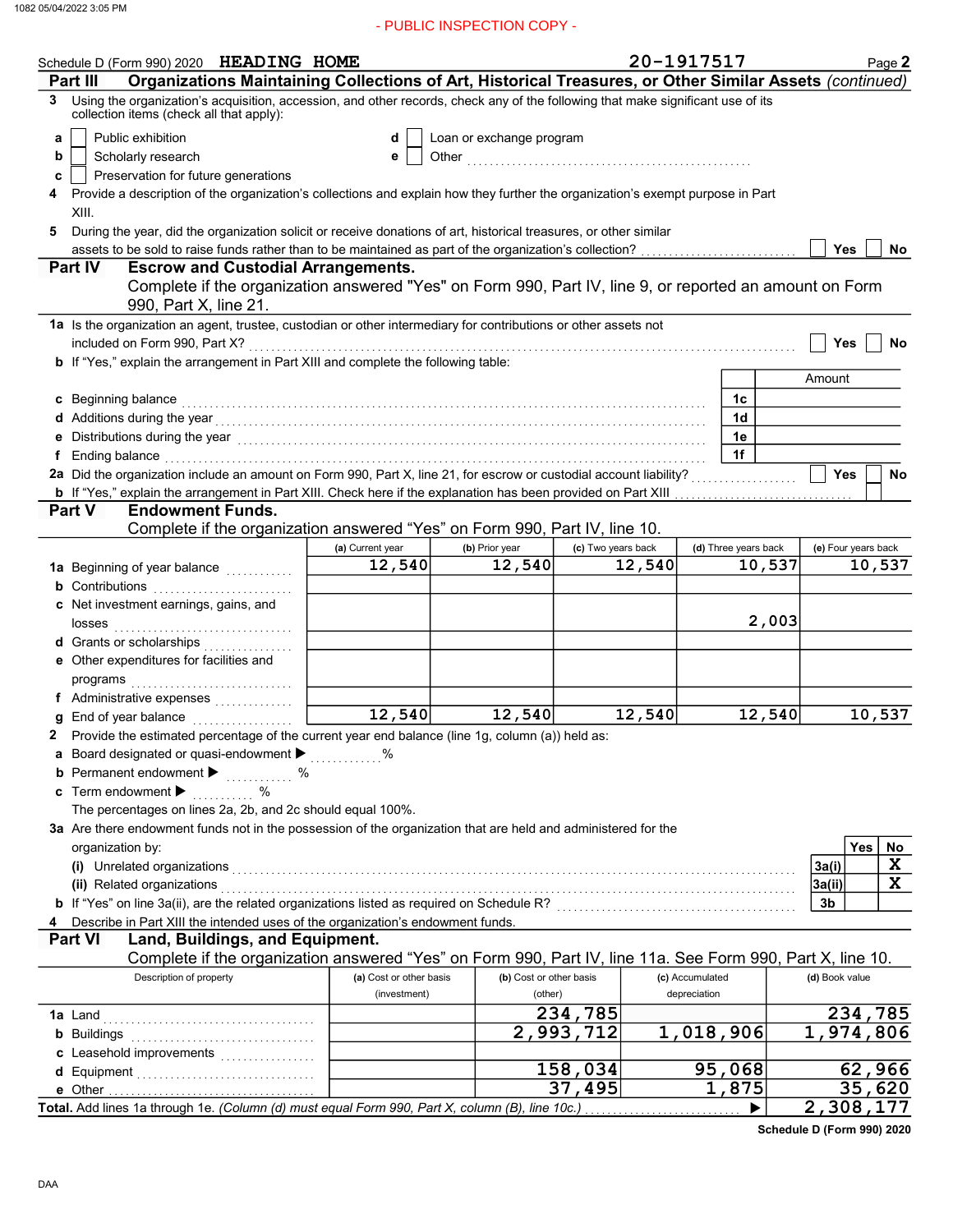- PUBLIC INSPECTION COPY -

Schedule D (Form 990) 2020 HEADING HOME 20-1917517 Page **2**

**Part III** **Organizations Maintaining Collections of Art, Historical Treasures, or Other Similar Assets** *(continued)*

**3** Using the organization's acquisition, accession, and other records, check any of the following that make significant use of its collection items (check all that apply):

- **a** ☐ Public exhibition
- **b** ☐ Scholarly research
- **c** ☐ Preservation for future generations
- **d** ☐ Loan or exchange program
- **e** ☐ Other

**4** Provide a description of the organization's collections and explain how they further the organization's exempt purpose in Part XIII.

**5** During the year, did the organization solicit or receive donations of art, historical treasures, or other similar assets to be sold to raise funds rather than to be maintained as part of the organization's collection? ☐ Yes ☐ No

**Part IV** **Escrow and Custodial Arrangements.**
Complete if the organization answered "Yes" on Form 990, Part IV, line 9, or reported an amount on Form 990, Part X, line 21.

**1a** Is the organization an agent, trustee, custodian or other intermediary for contributions or other assets not included on Form 990, Part X? ☐ Yes ☐ No

**b** If "Yes," explain the arrangement in Part XIII and complete the following table:

| | | Amount |
|---|---|---|
| **c** Beginning balance | 1c | |
| **d** Additions during the year | 1d | |
| **e** Distributions during the year | 1e | |
| **f** Ending balance | 1f | |

**2a** Did the organization include an amount on Form 990, Part X, line 21, for escrow or custodial account liability? ☐ Yes ☐ No

**b** If "Yes," explain the arrangement in Part XIII. Check here if the explanation has been provided on Part XIII ☐

**Part V** **Endowment Funds.**
Complete if the organization answered "Yes" on Form 990, Part IV, line 10.

| | (a) Current year | (b) Prior year | (c) Two years back | (d) Three years back | (e) Four years back |
|---|---|---|---|---|---|
| **1a** Beginning of year balance | 12,540 | 12,540 | 12,540 | 10,537 | 10,537 |
| **b** Contributions | | | | | |
| **c** Net investment earnings, gains, and losses | | | | 2,003 | |
| **d** Grants or scholarships | | | | | |
| **e** Other expenditures for facilities and programs | | | | | |
| **f** Administrative expenses | | | | | |
| **g** End of year balance | 12,540 | 12,540 | 12,540 | 12,540 | 10,537 |

**2** Provide the estimated percentage of the current year end balance (line 1g, column (a)) held as:

- **a** Board designated or quasi-endowment ▶ %
- **b** Permanent endowment ▶ %
- **c** Term endowment ▶ %

The percentages on lines 2a, 2b, and 2c should equal 100%.

**3a** Are there endowment funds not in the possession of the organization that are held and administered for the organization by:

| | | Yes | No |
|---|---|---|---|
| **(i)** Unrelated organizations | 3a(i) | | X |
| **(ii)** Related organizations | 3a(ii) | | X |
| **b** If "Yes" on line 3a(ii), are the related organizations listed as required on Schedule R? | 3b | | |

**4** Describe in Part XIII the intended uses of the organization's endowment funds.

**Part VI** **Land, Buildings, and Equipment.**
Complete if the organization answered "Yes" on Form 990, Part IV, line 11a. See Form 990, Part X, line 10.

| Description of property | (a) Cost or other basis (investment) | (b) Cost or other basis (other) | (c) Accumulated depreciation | (d) Book value |
|---|---|---|---|---|
| **1a** Land | | 234,785 | | 234,785 |
| **b** Buildings | | 2,993,712 | 1,018,906 | 1,974,806 |
| **c** Leasehold improvements | | | | |
| **d** Equipment | | 158,034 | 95,068 | 62,966 |
| **e** Other | | 37,495 | 1,875 | 35,620 |
| **Total.** Add lines 1a through 1e. *(Column (d) must equal Form 990, Part X, column (B), line 10c.)* ▶ | | | | 2,308,177 |

Schedule D (Form 990) 2020

DAA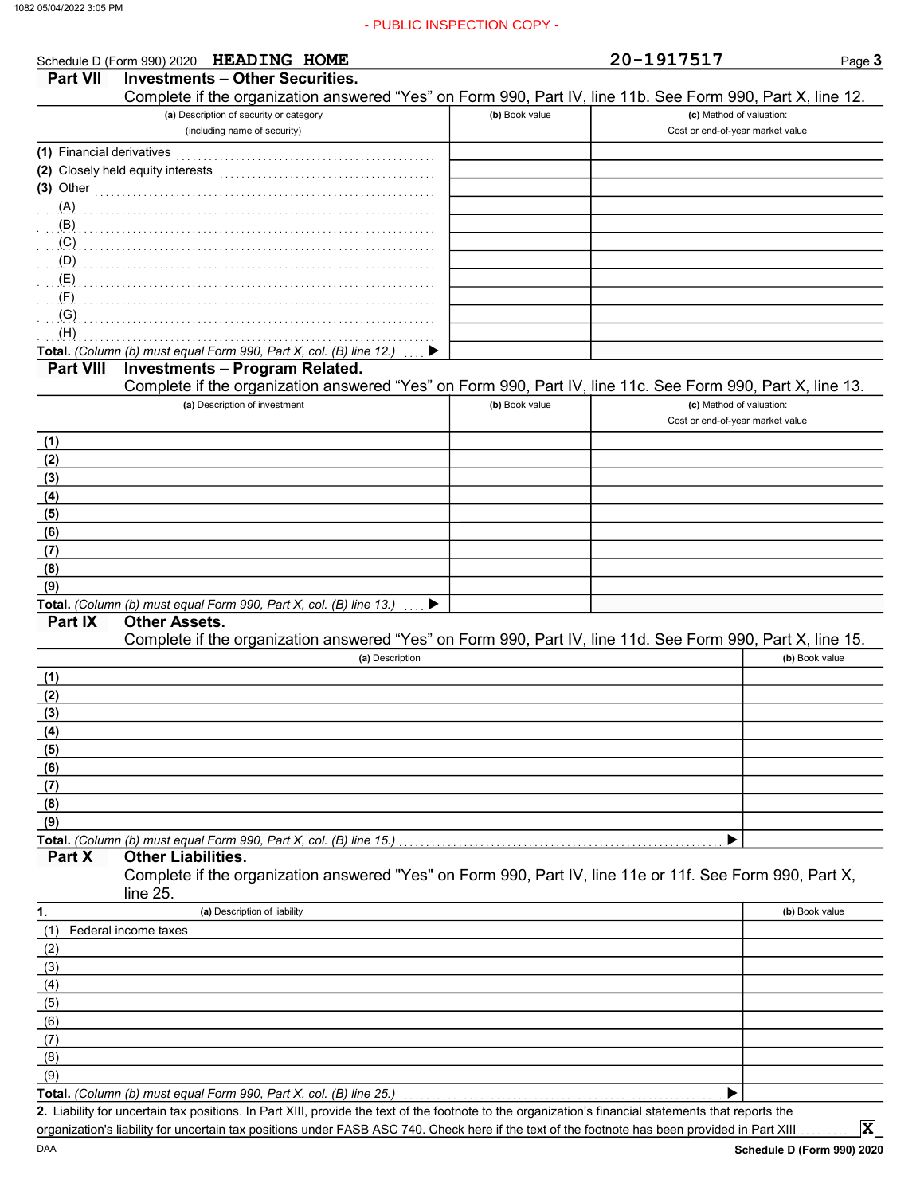- PUBLIC INSPECTION COPY -

Schedule D (Form 990) 2020 HEADING HOME 20-1917517 Page 3

## Part VII Investments – Other Securities.

Complete if the organization answered "Yes" on Form 990, Part IV, line 11b. See Form 990, Part X, line 12.

| (a) Description of security or category (including name of security) | (b) Book value | (c) Method of valuation: Cost or end-of-year market value |
|---|---|---|
| (1) Financial derivatives | | |
| (2) Closely held equity interests | | |
| (3) Other | | |
| (A) | | |
| (B) | | |
| (C) | | |
| (D) | | |
| (E) | | |
| (F) | | |
| (G) | | |
| (H) | | |
| **Total.** *(Column (b) must equal Form 990, Part X, col. (B) line 12.)* ▶ | | |

## Part VIII Investments – Program Related.

Complete if the organization answered "Yes" on Form 990, Part IV, line 11c. See Form 990, Part X, line 13.

| (a) Description of investment | (b) Book value | (c) Method of valuation: Cost or end-of-year market value |
|---|---|---|
| (1) | | |
| (2) | | |
| (3) | | |
| (4) | | |
| (5) | | |
| (6) | | |
| (7) | | |
| (8) | | |
| (9) | | |
| **Total.** *(Column (b) must equal Form 990, Part X, col. (B) line 13.)* ▶ | | |

## Part IX Other Assets.

Complete if the organization answered "Yes" on Form 990, Part IV, line 11d. See Form 990, Part X, line 15.

| (a) Description | (b) Book value |
|---|---|
| (1) | |
| (2) | |
| (3) | |
| (4) | |
| (5) | |
| (6) | |
| (7) | |
| (8) | |
| (9) | |
| **Total.** *(Column (b) must equal Form 990, Part X, col. (B) line 15.)* ▶ | |

## Part X Other Liabilities.

Complete if the organization answered "Yes" on Form 990, Part IV, line 11e or 11f. See Form 990, Part X, line 25.

| 1. (a) Description of liability | (b) Book value |
|---|---|
| (1) Federal income taxes | |
| (2) | |
| (3) | |
| (4) | |
| (5) | |
| (6) | |
| (7) | |
| (8) | |
| (9) | |
| **Total.** *(Column (b) must equal Form 990, Part X, col. (B) line 25.)* ▶ | |

**2.** Liability for uncertain tax positions. In Part XIII, provide the text of the footnote to the organization's financial statements that reports the organization's liability for uncertain tax positions under FASB ASC 740. Check here if the text of the footnote has been provided in Part XIII ☒

Schedule D (Form 990) 2020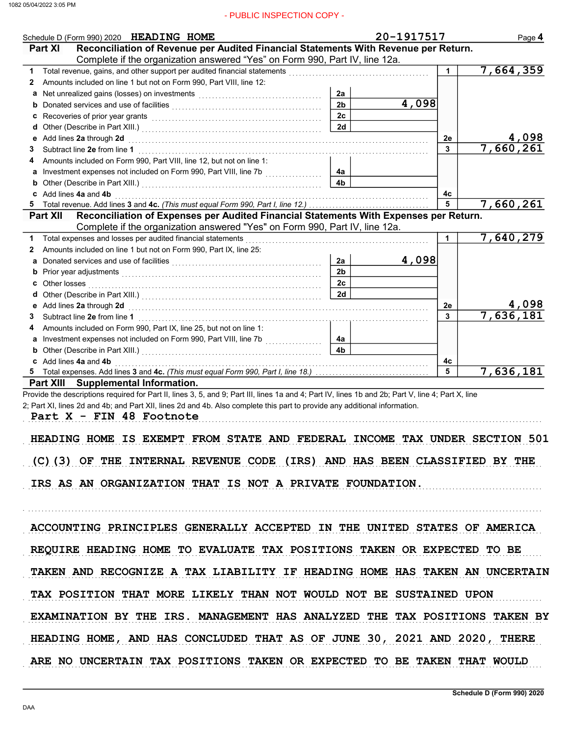- PUBLIC INSPECTION COPY -

Schedule D (Form 990) 2020 HEADING HOME 20-1917517 Page **4**

## Part XI Reconciliation of Revenue per Audited Financial Statements With Revenue per Return.

Complete if the organization answered "Yes" on Form 990, Part IV, line 12a.

| | | | | | |
|---|---|---|---|---|---|
| **1** | Total revenue, gains, and other support per audited financial statements | | | 1 | 7,664,359 |
| **2** | Amounts included on line 1 but not on Form 990, Part VIII, line 12: | | | | |
| **a** | Net unrealized gains (losses) on investments | 2a | | | |
| **b** | Donated services and use of facilities | 2b | 4,098 | | |
| **c** | Recoveries of prior year grants | 2c | | | |
| **d** | Other (Describe in Part XIII.) | 2d | | | |
| **e** | Add lines **2a** through **2d** | | | 2e | 4,098 |
| **3** | Subtract line **2e** from line **1** | | | 3 | 7,660,261 |
| **4** | Amounts included on Form 990, Part VIII, line 12, but not on line 1: | | | | |
| **a** | Investment expenses not included on Form 990, Part VIII, line 7b | 4a | | | |
| **b** | Other (Describe in Part XIII.) | 4b | | | |
| **c** | Add lines **4a** and **4b** | | | 4c | |
| **5** | Total revenue. Add lines **3** and **4c.** *(This must equal Form 990, Part I, line 12.)* | | | 5 | 7,660,261 |

## Part XII Reconciliation of Expenses per Audited Financial Statements With Expenses per Return.

Complete if the organization answered "Yes" on Form 990, Part IV, line 12a.

| | | | | | |
|---|---|---|---|---|---|
| **1** | Total expenses and losses per audited financial statements | | | 1 | 7,640,279 |
| **2** | Amounts included on line 1 but not on Form 990, Part IX, line 25: | | | | |
| **a** | Donated services and use of facilities | 2a | 4,098 | | |
| **b** | Prior year adjustments | 2b | | | |
| **c** | Other losses | 2c | | | |
| **d** | Other (Describe in Part XIII.) | 2d | | | |
| **e** | Add lines **2a** through **2d** | | | 2e | 4,098 |
| **3** | Subtract line **2e** from line **1** | | | 3 | 7,636,181 |
| **4** | Amounts included on Form 990, Part IX, line 25, but not on line 1: | | | | |
| **a** | Investment expenses not included on Form 990, Part VIII, line 7b | 4a | | | |
| **b** | Other (Describe in Part XIII.) | 4b | | | |
| **c** | Add lines **4a** and **4b** | | | 4c | |
| **5** | Total expenses. Add lines **3** and **4c.** *(This must equal Form 990, Part I, line 18.)* | | | 5 | 7,636,181 |

## Part XIII Supplemental Information.

Provide the descriptions required for Part II, lines 3, 5, and 9; Part III, lines 1a and 4; Part IV, lines 1b and 2b; Part V, line 4; Part X, line 2; Part XI, lines 2d and 4b; and Part XII, lines 2d and 4b. Also complete this part to provide any additional information.

Part X - FIN 48 Footnote

HEADING HOME IS EXEMPT FROM STATE AND FEDERAL INCOME TAX UNDER SECTION 501 (C)(3) OF THE INTERNAL REVENUE CODE (IRS) AND HAS BEEN CLASSIFIED BY THE IRS AS AN ORGANIZATION THAT IS NOT A PRIVATE FOUNDATION.

ACCOUNTING PRINCIPLES GENERALLY ACCEPTED IN THE UNITED STATES OF AMERICA REQUIRE HEADING HOME TO EVALUATE TAX POSITIONS TAKEN OR EXPECTED TO BE TAKEN AND RECOGNIZE A TAX LIABILITY IF HEADING HOME HAS TAKEN AN UNCERTAIN TAX POSITION THAT MORE LIKELY THAN NOT WOULD NOT BE SUSTAINED UPON EXAMINATION BY THE IRS. MANAGEMENT HAS ANALYZED THE TAX POSITIONS TAKEN BY HEADING HOME, AND HAS CONCLUDED THAT AS OF JUNE 30, 2021 AND 2020, THERE ARE NO UNCERTAIN TAX POSITIONS TAKEN OR EXPECTED TO BE TAKEN THAT WOULD

Schedule D (Form 990) 2020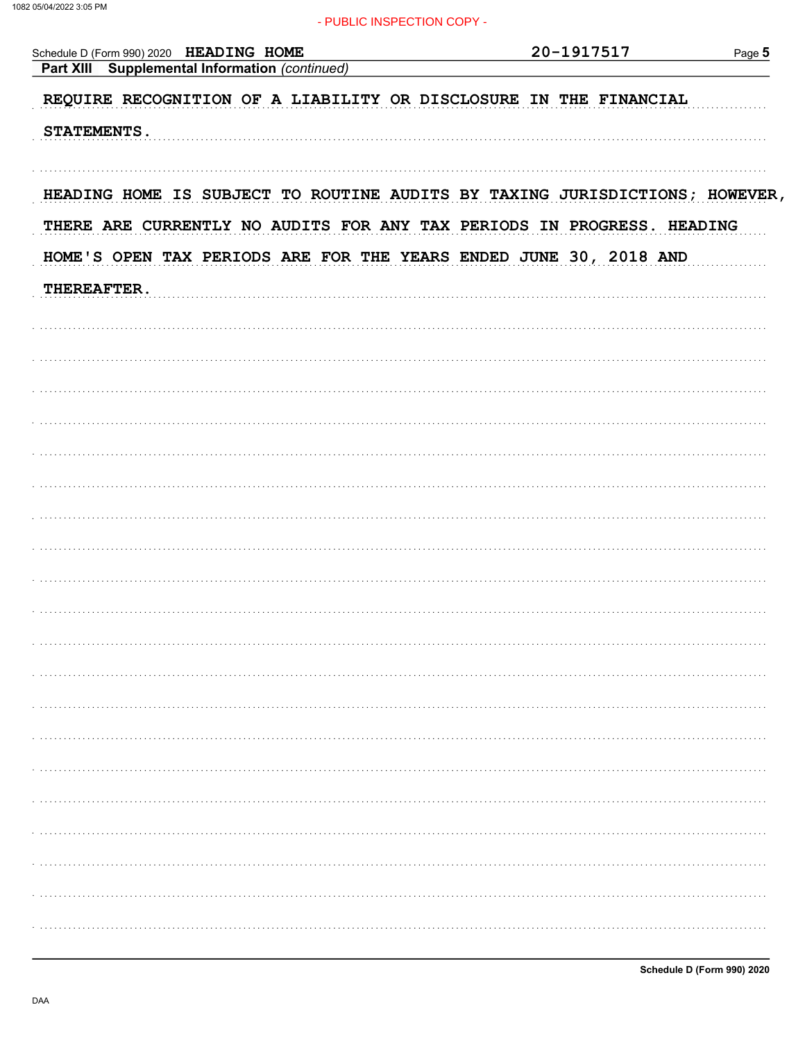Schedule D (Form 990) 2020 HEADING HOME 20-1917517 Page **5**

**Part XIII Supplemental Information** *(continued)*

REQUIRE RECOGNITION OF A LIABILITY OR DISCLOSURE IN THE FINANCIAL STATEMENTS.

HEADING HOME IS SUBJECT TO ROUTINE AUDITS BY TAXING JURISDICTIONS; HOWEVER, THERE ARE CURRENTLY NO AUDITS FOR ANY TAX PERIODS IN PROGRESS. HEADING HOME'S OPEN TAX PERIODS ARE FOR THE YEARS ENDED JUNE 30, 2018 AND THEREAFTER.

**Schedule D (Form 990) 2020**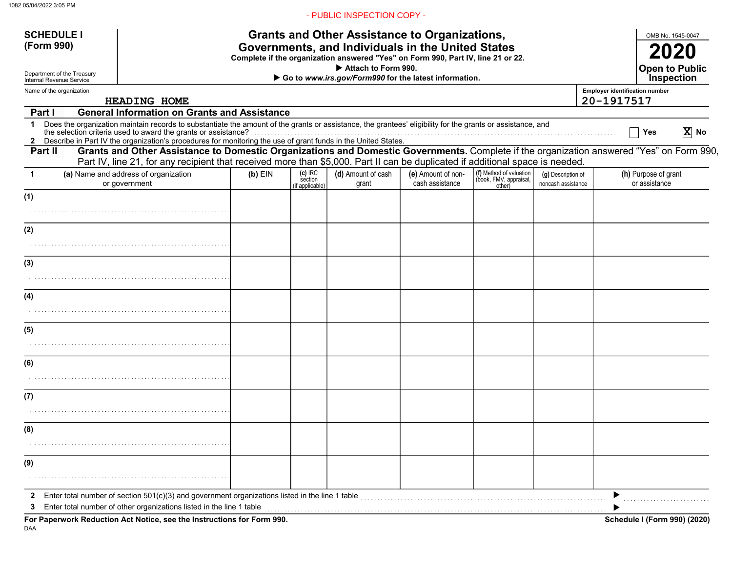- PUBLIC INSPECTION COPY -

**SCHEDULE I (Form 990)**

Department of the Treasury
Internal Revenue Service

# Grants and Other Assistance to Organizations, Governments, and Individuals in the United States

**Complete if the organization answered "Yes" on Form 990, Part IV, line 21 or 22.**

**▶ Attach to Form 990.**

**▶ Go to *www.irs.gov/Form990* for the latest information.**

OMB No. 1545-0047

**2020**

**Open to Public Inspection**

Name of the organization: HEADING HOME

Employer identification number: 20-1917517

## Part I General Information on Grants and Assistance

1 Does the organization maintain records to substantiate the amount of the grants or assistance, the grantees' eligibility for the grants or assistance, and the selection criteria used to award the grants or assistance? ☐ Yes ☒ No

2 Describe in Part IV the organization's procedures for monitoring the use of grant funds in the United States.

## Part II Grants and Other Assistance to Domestic Organizations and Domestic Governments.

Complete if the organization answered "Yes" on Form 990, Part IV, line 21, for any recipient that received more than $5,000. Part II can be duplicated if additional space is needed.

| 1 (a) Name and address of organization or government | (b) EIN | (c) IRC section (if applicable) | (d) Amount of cash grant | (e) Amount of non-cash assistance | (f) Method of valuation (book, FMV, appraisal, other) | (g) Description of noncash assistance | (h) Purpose of grant or assistance |
|---|---|---|---|---|---|---|---|
| (1) | | | | | | | |
| (2) | | | | | | | |
| (3) | | | | | | | |
| (4) | | | | | | | |
| (5) | | | | | | | |
| (6) | | | | | | | |
| (7) | | | | | | | |
| (8) | | | | | | | |
| (9) | | | | | | | |

2 Enter total number of section 501(c)(3) and government organizations listed in the line 1 table ▶

3 Enter total number of other organizations listed in the line 1 table ▶

**For Paperwork Reduction Act Notice, see the Instructions for Form 990.**

**Schedule I (Form 990) (2020)**

DAA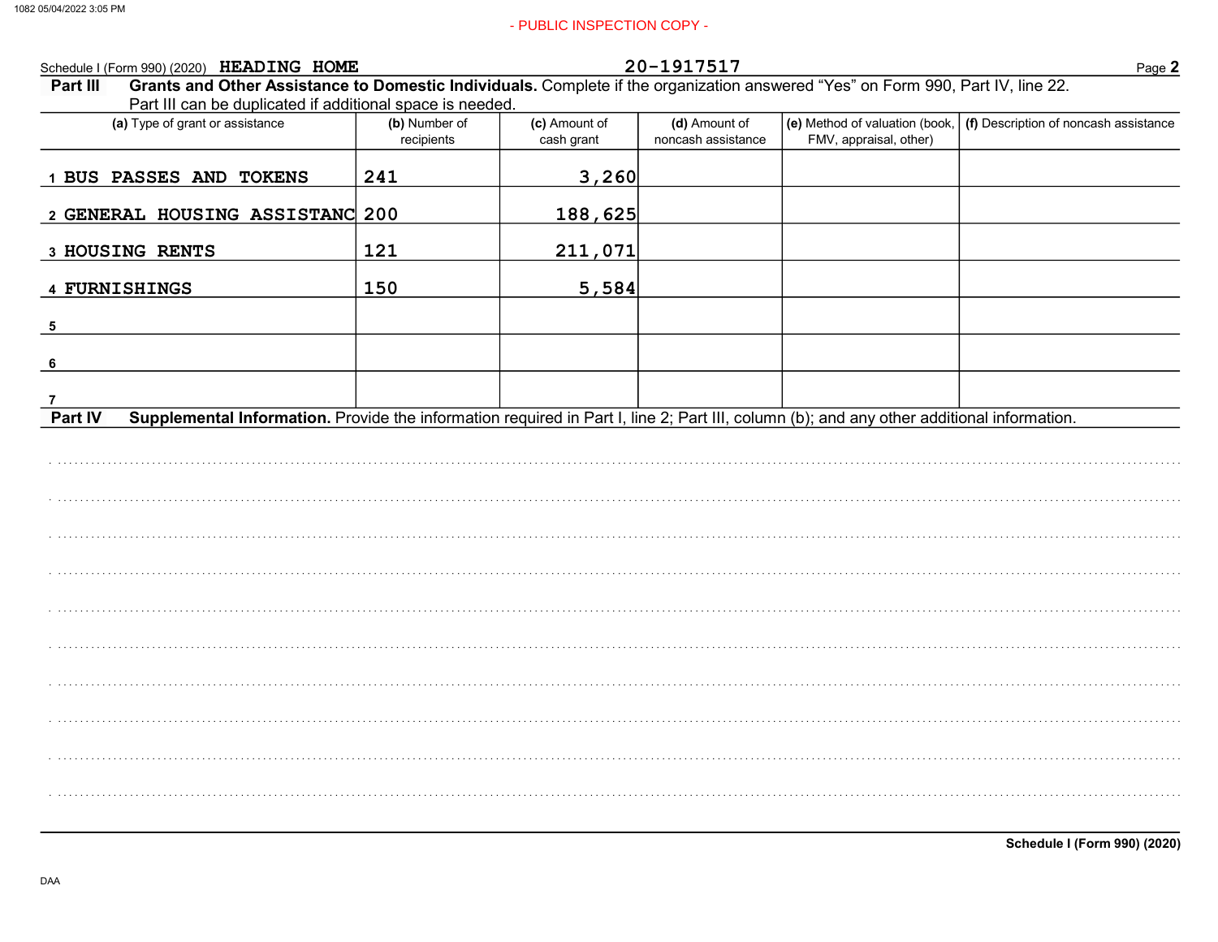- PUBLIC INSPECTION COPY -

Schedule I (Form 990) (2020) **HEADING HOME** 20-1917517 Page **2**

**Part III** **Grants and Other Assistance to Domestic Individuals.** Complete if the organization answered "Yes" on Form 990, Part IV, line 22. Part III can be duplicated if additional space is needed.

| (a) Type of grant or assistance | (b) Number of recipients | (c) Amount of cash grant | (d) Amount of noncash assistance | (e) Method of valuation (book, FMV, appraisal, other) | (f) Description of noncash assistance |
|---|---|---|---|---|---|
| 1 BUS PASSES AND TOKENS | 241 | 3,260 | | | |
| 2 GENERAL HOUSING ASSISTANC | 200 | 188,625 | | | |
| 3 HOUSING RENTS | 121 | 211,071 | | | |
| 4 FURNISHINGS | 150 | 5,584 | | | |
| 5 | | | | | |
| 6 | | | | | |
| 7 | | | | | |

**Part IV** **Supplemental Information.** Provide the information required in Part I, line 2; Part III, column (b); and any other additional information.

Schedule I (Form 990) (2020)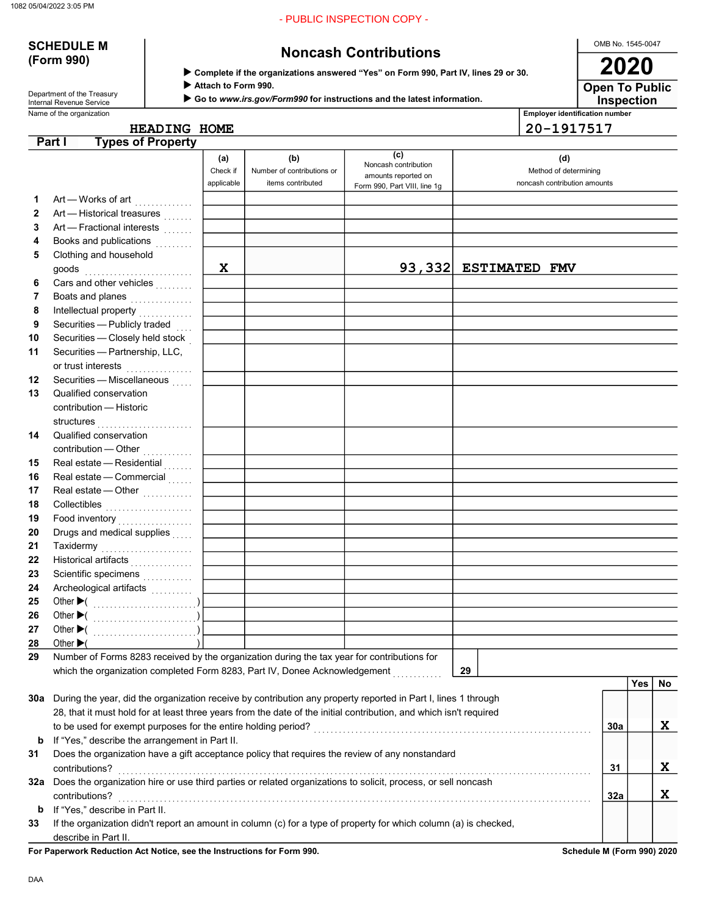- PUBLIC INSPECTION COPY -

**SCHEDULE M (Form 990)**

Department of the Treasury
Internal Revenue Service

# Noncash Contributions

▶ Complete if the organizations answered "Yes" on Form 990, Part IV, lines 29 or 30.
▶ Attach to Form 990.
▶ Go to *www.irs.gov/Form990* for instructions and the latest information.

OMB No. 1545-0047

**2020**

**Open To Public Inspection**

Name of the organization: HEADING HOME

Employer identification number: 20-1917517

## Part I Types of Property

| | | (a) Check if applicable | (b) Number of contributions or items contributed | (c) Noncash contribution amounts reported on Form 990, Part VIII, line 1g | (d) Method of determining noncash contribution amounts |
|---|---|---|---|---|---|
| 1 | Art — Works of art | | | | |
| 2 | Art — Historical treasures | | | | |
| 3 | Art — Fractional interests | | | | |
| 4 | Books and publications | | | | |
| 5 | Clothing and household goods | X | | 93,332 | ESTIMATED FMV |
| 6 | Cars and other vehicles | | | | |
| 7 | Boats and planes | | | | |
| 8 | Intellectual property | | | | |
| 9 | Securities — Publicly traded | | | | |
| 10 | Securities — Closely held stock | | | | |
| 11 | Securities — Partnership, LLC, or trust interests | | | | |
| 12 | Securities — Miscellaneous | | | | |
| 13 | Qualified conservation contribution — Historic structures | | | | |
| 14 | Qualified conservation contribution — Other | | | | |
| 15 | Real estate — Residential | | | | |
| 16 | Real estate — Commercial | | | | |
| 17 | Real estate — Other | | | | |
| 18 | Collectibles | | | | |
| 19 | Food inventory | | | | |
| 20 | Drugs and medical supplies | | | | |
| 21 | Taxidermy | | | | |
| 22 | Historical artifacts | | | | |
| 23 | Scientific specimens | | | | |
| 24 | Archeological artifacts | | | | |
| 25 | Other ▶( ) | | | | |
| 26 | Other ▶( ) | | | | |
| 27 | Other ▶( ) | | | | |
| 28 | Other ▶( ) | | | | |

29 Number of Forms 8283 received by the organization during the tax year for contributions for which the organization completed Form 8283, Part IV, Donee Acknowledgement ..... **29**

| | | | Yes | No |
|---|---|---|---|---|
| 30a | During the year, did the organization receive by contribution any property reported in Part I, lines 1 through 28, that it must hold for at least three years from the date of the initial contribution, and which isn't required to be used for exempt purposes for the entire holding period? | 30a | | X |
| b | If "Yes," describe the arrangement in Part II. | | | |
| 31 | Does the organization have a gift acceptance policy that requires the review of any nonstandard contributions? | 31 | | X |
| 32a | Does the organization hire or use third parties or related organizations to solicit, process, or sell noncash contributions? | 32a | | X |
| b | If "Yes," describe in Part II. | | | |
| 33 | If the organization didn't report an amount in column (c) for a type of property for which column (a) is checked, describe in Part II. | | | |

**For Paperwork Reduction Act Notice, see the Instructions for Form 990.** **Schedule M (Form 990) 2020**

DAA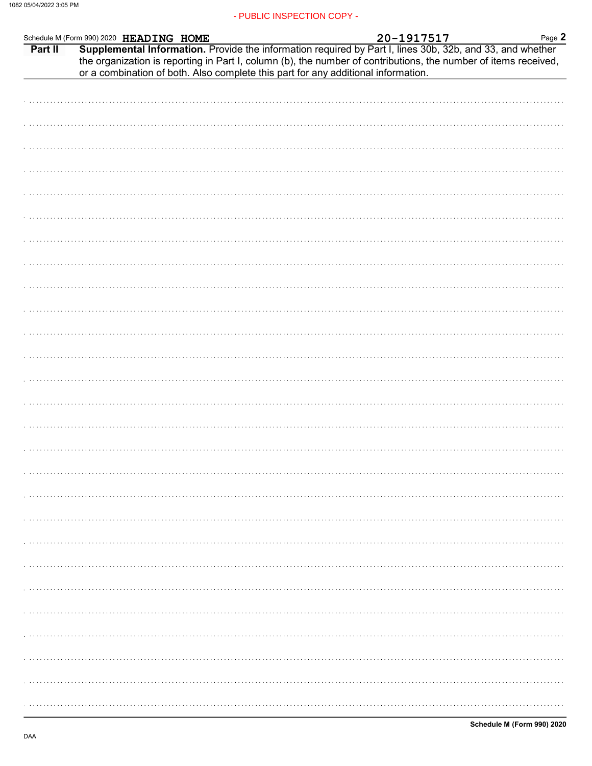Schedule M (Form 990) 2020 **HEADING HOME** 20-1917517

**Part II** **Supplemental Information.** Provide the information required by Part I, lines 30b, 32b, and 33, and whether the organization is reporting in Part I, column (b), the number of contributions, the number of items received, or a combination of both. Also complete this part for any additional information.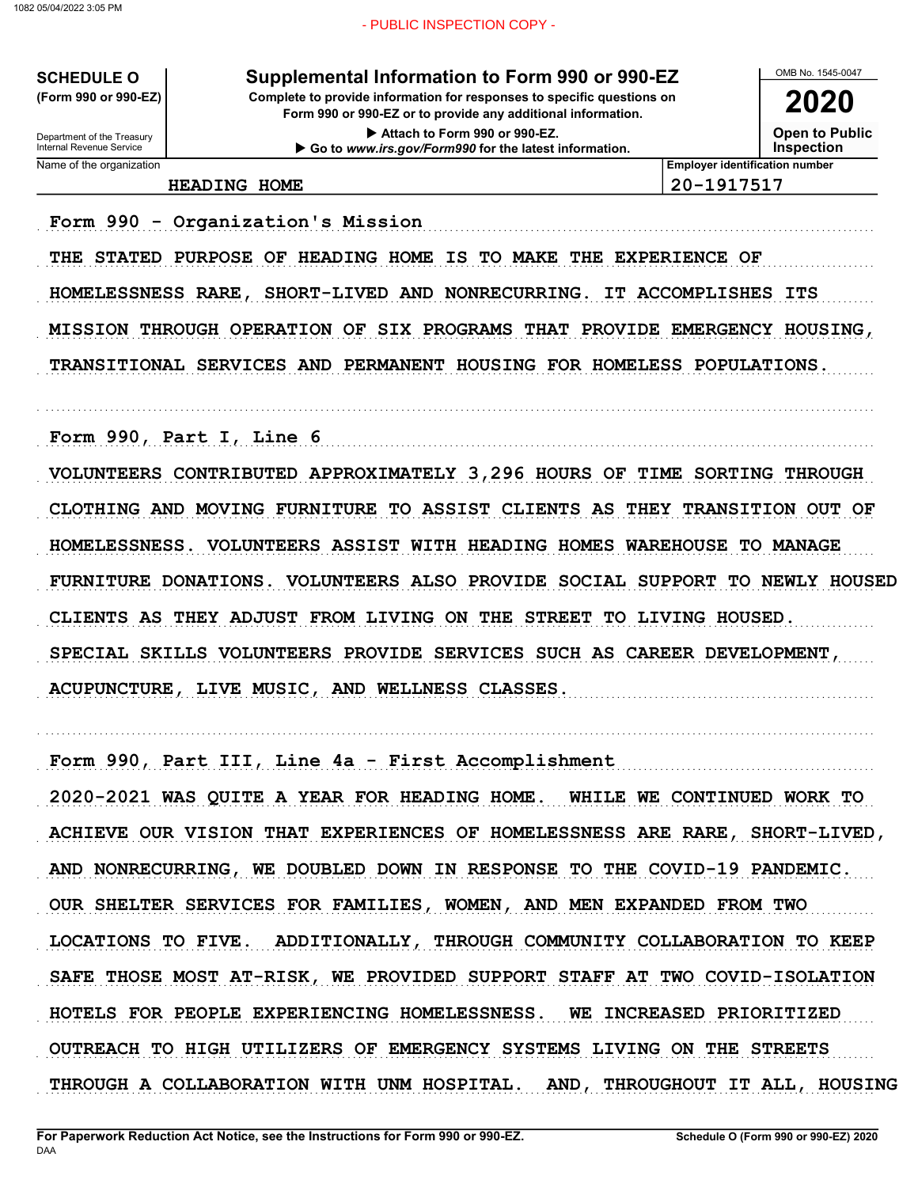- PUBLIC INSPECTION COPY -

**SCHEDULE O**
**(Form 990 or 990-EZ)**

Department of the Treasury
Internal Revenue Service

# Supplemental Information to Form 990 or 990-EZ

**Complete to provide information for responses to specific questions on Form 990 or 990-EZ or to provide any additional information.**

▶ Attach to Form 990 or 990-EZ.
▶ Go to *www.irs.gov/Form990* for the latest information.

OMB No. 1545-0047

**2020**

**Open to Public Inspection**

| Name of the organization | Employer identification number |
|---|---|
| HEADING HOME | 20-1917517 |

Form 990 - Organization's Mission

THE STATED PURPOSE OF HEADING HOME IS TO MAKE THE EXPERIENCE OF HOMELESSNESS RARE, SHORT-LIVED AND NONRECURRING. IT ACCOMPLISHES ITS MISSION THROUGH OPERATION OF SIX PROGRAMS THAT PROVIDE EMERGENCY HOUSING, TRANSITIONAL SERVICES AND PERMANENT HOUSING FOR HOMELESS POPULATIONS.

Form 990, Part I, Line 6

VOLUNTEERS CONTRIBUTED APPROXIMATELY 3,296 HOURS OF TIME SORTING THROUGH CLOTHING AND MOVING FURNITURE TO ASSIST CLIENTS AS THEY TRANSITION OUT OF HOMELESSNESS. VOLUNTEERS ASSIST WITH HEADING HOMES WAREHOUSE TO MANAGE FURNITURE DONATIONS. VOLUNTEERS ALSO PROVIDE SOCIAL SUPPORT TO NEWLY HOUSED CLIENTS AS THEY ADJUST FROM LIVING ON THE STREET TO LIVING HOUSED. SPECIAL SKILLS VOLUNTEERS PROVIDE SERVICES SUCH AS CAREER DEVELOPMENT, ACUPUNCTURE, LIVE MUSIC, AND WELLNESS CLASSES.

Form 990, Part III, Line 4a - First Accomplishment

2020-2021 WAS QUITE A YEAR FOR HEADING HOME. WHILE WE CONTINUED WORK TO ACHIEVE OUR VISION THAT EXPERIENCES OF HOMELESSNESS ARE RARE, SHORT-LIVED, AND NONRECURRING, WE DOUBLED DOWN IN RESPONSE TO THE COVID-19 PANDEMIC. OUR SHELTER SERVICES FOR FAMILIES, WOMEN, AND MEN EXPANDED FROM TWO LOCATIONS TO FIVE. ADDITIONALLY, THROUGH COMMUNITY COLLABORATION TO KEEP SAFE THOSE MOST AT-RISK, WE PROVIDED SUPPORT STAFF AT TWO COVID-ISOLATION HOTELS FOR PEOPLE EXPERIENCING HOMELESSNESS. WE INCREASED PRIORITIZED OUTREACH TO HIGH UTILIZERS OF EMERGENCY SYSTEMS LIVING ON THE STREETS THROUGH A COLLABORATION WITH UNM HOSPITAL. AND, THROUGHOUT IT ALL, HOUSING

**For Paperwork Reduction Act Notice, see the Instructions for Form 990 or 990-EZ.** **Schedule O (Form 990 or 990-EZ) 2020**
DAA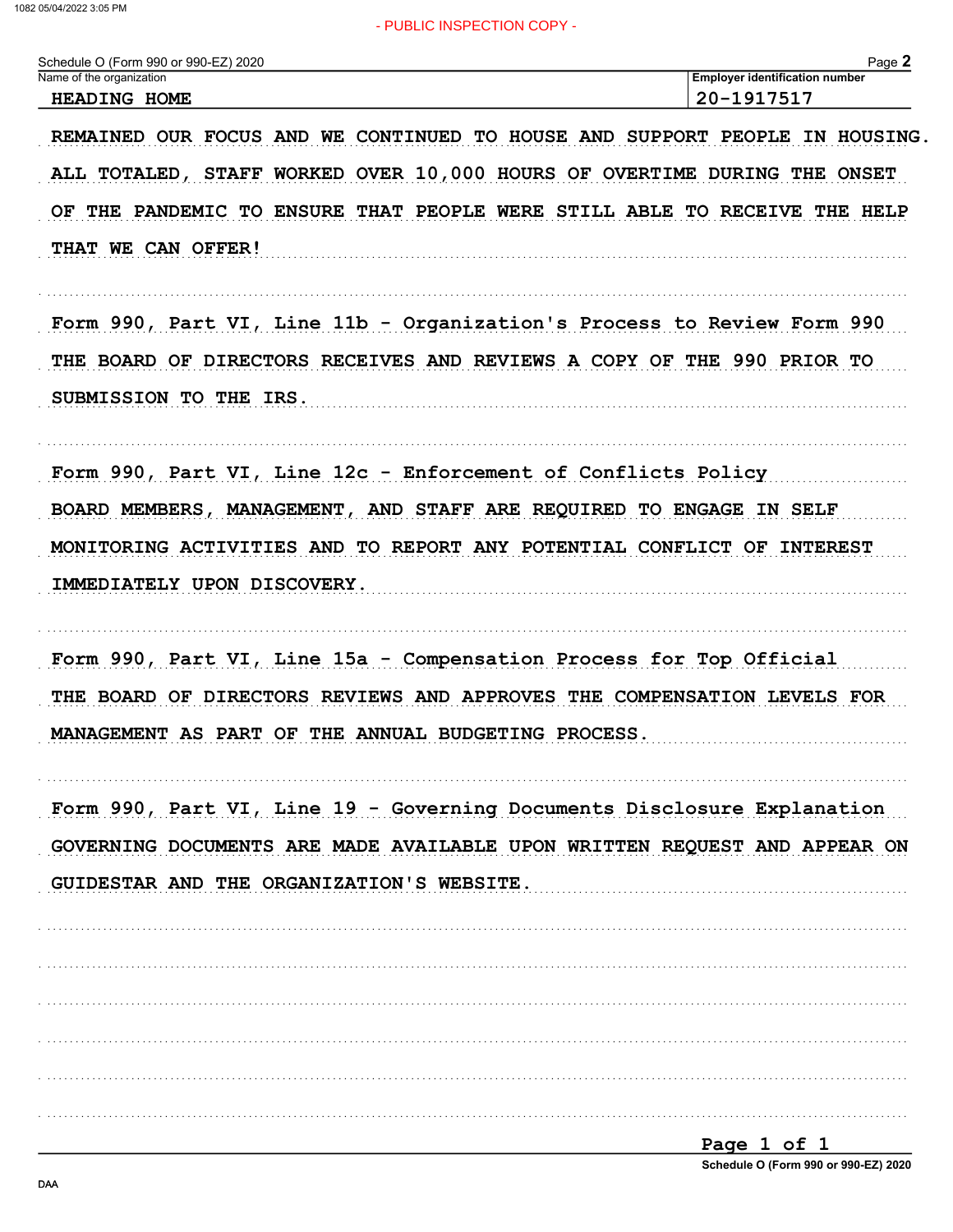Name of the organization: HEADING HOME

Employer identification number: 20-1917517

REMAINED OUR FOCUS AND WE CONTINUED TO HOUSE AND SUPPORT PEOPLE IN HOUSING. ALL TOTALED, STAFF WORKED OVER 10,000 HOURS OF OVERTIME DURING THE ONSET OF THE PANDEMIC TO ENSURE THAT PEOPLE WERE STILL ABLE TO RECEIVE THE HELP THAT WE CAN OFFER!

Form 990, Part VI, Line 11b - Organization's Process to Review Form 990

THE BOARD OF DIRECTORS RECEIVES AND REVIEWS A COPY OF THE 990 PRIOR TO SUBMISSION TO THE IRS.

Form 990, Part VI, Line 12c - Enforcement of Conflicts Policy

BOARD MEMBERS, MANAGEMENT, AND STAFF ARE REQUIRED TO ENGAGE IN SELF MONITORING ACTIVITIES AND TO REPORT ANY POTENTIAL CONFLICT OF INTEREST IMMEDIATELY UPON DISCOVERY.

Form 990, Part VI, Line 15a - Compensation Process for Top Official

THE BOARD OF DIRECTORS REVIEWS AND APPROVES THE COMPENSATION LEVELS FOR MANAGEMENT AS PART OF THE ANNUAL BUDGETING PROCESS.

Form 990, Part VI, Line 19 - Governing Documents Disclosure Explanation

GOVERNING DOCUMENTS ARE MADE AVAILABLE UPON WRITTEN REQUEST AND APPEAR ON GUIDESTAR AND THE ORGANIZATION'S WEBSITE.